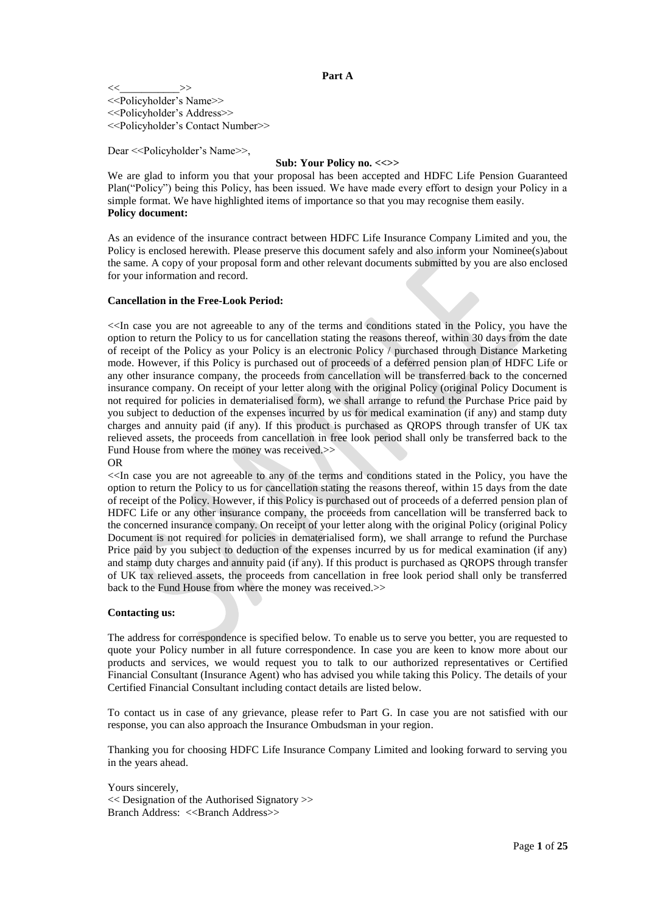**Part A**

<<___________>>
<<Policyholder's Name>>
<<Policyholder's Address>>
<<Policyholder's Contact Number>>

Dear <<Policyholder's Name>>,

**Sub: Your Policy no. <<>>**

We are glad to inform you that your proposal has been accepted and HDFC Life Pension Guaranteed Plan("Policy") being this Policy, has been issued. We have made every effort to design your Policy in a simple format. We have highlighted items of importance so that you may recognise them easily.

**Policy document:**

As an evidence of the insurance contract between HDFC Life Insurance Company Limited and you, the Policy is enclosed herewith. Please preserve this document safely and also inform your Nominee(s)about the same. A copy of your proposal form and other relevant documents submitted by you are also enclosed for your information and record.

**Cancellation in the Free-Look Period:**

<<In case you are not agreeable to any of the terms and conditions stated in the Policy, you have the option to return the Policy to us for cancellation stating the reasons thereof, within 30 days from the date of receipt of the Policy as your Policy is an electronic Policy / purchased through Distance Marketing mode. However, if this Policy is purchased out of proceeds of a deferred pension plan of HDFC Life or any other insurance company, the proceeds from cancellation will be transferred back to the concerned insurance company. On receipt of your letter along with the original Policy (original Policy Document is not required for policies in dematerialised form), we shall arrange to refund the Purchase Price paid by you subject to deduction of the expenses incurred by us for medical examination (if any) and stamp duty charges and annuity paid (if any). If this product is purchased as QROPS through transfer of UK tax relieved assets, the proceeds from cancellation in free look period shall only be transferred back to the Fund House from where the money was received.>>

OR

<<In case you are not agreeable to any of the terms and conditions stated in the Policy, you have the option to return the Policy to us for cancellation stating the reasons thereof, within 15 days from the date of receipt of the Policy. However, if this Policy is purchased out of proceeds of a deferred pension plan of HDFC Life or any other insurance company, the proceeds from cancellation will be transferred back to the concerned insurance company. On receipt of your letter along with the original Policy (original Policy Document is not required for policies in dematerialised form), we shall arrange to refund the Purchase Price paid by you subject to deduction of the expenses incurred by us for medical examination (if any) and stamp duty charges and annuity paid (if any). If this product is purchased as QROPS through transfer of UK tax relieved assets, the proceeds from cancellation in free look period shall only be transferred back to the Fund House from where the money was received.>>

**Contacting us:**

The address for correspondence is specified below. To enable us to serve you better, you are requested to quote your Policy number in all future correspondence. In case you are keen to know more about our products and services, we would request you to talk to our authorized representatives or Certified Financial Consultant (Insurance Agent) who has advised you while taking this Policy. The details of your Certified Financial Consultant including contact details are listed below.

To contact us in case of any grievance, please refer to Part G. In case you are not satisfied with our response, you can also approach the Insurance Ombudsman in your region.

Thanking you for choosing HDFC Life Insurance Company Limited and looking forward to serving you in the years ahead.

Yours sincerely,
<< Designation of the Authorised Signatory >>
Branch Address: <<Branch Address>>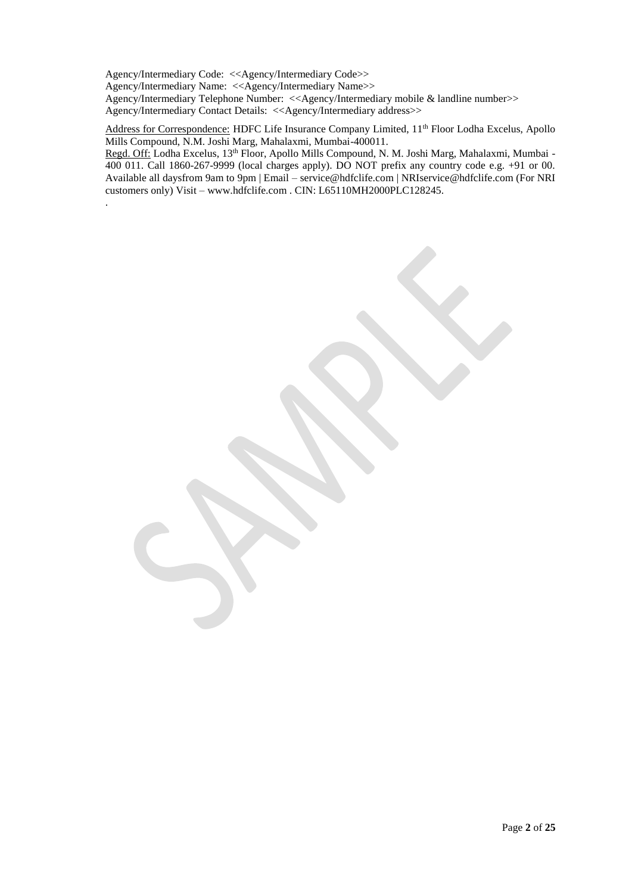Agency/Intermediary Code: <<Agency/Intermediary Code>>
Agency/Intermediary Name: <<Agency/Intermediary Name>>
Agency/Intermediary Telephone Number: <<Agency/Intermediary mobile & landline number>>
Agency/Intermediary Contact Details: <<Agency/Intermediary address>>

Address for Correspondence: HDFC Life Insurance Company Limited, 11th Floor Lodha Excelus, Apollo Mills Compound, N.M. Joshi Marg, Mahalaxmi, Mumbai-400011.
Regd. Off: Lodha Excelus, 13th Floor, Apollo Mills Compound, N. M. Joshi Marg, Mahalaxmi, Mumbai - 400 011. Call 1860-267-9999 (local charges apply). DO NOT prefix any country code e.g. +91 or 00. Available all daysfrom 9am to 9pm | Email – service@hdfclife.com | NRIservice@hdfclife.com (For NRI customers only) Visit – www.hdfclife.com . CIN: L65110MH2000PLC128245.
.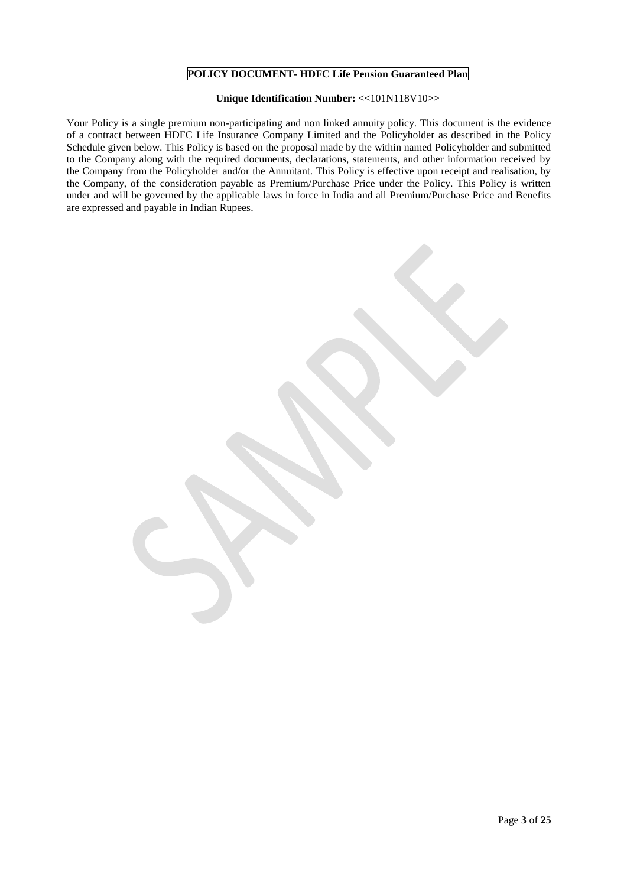# POLICY DOCUMENT- HDFC Life Pension Guaranteed Plan

**Unique Identification Number: <<**101N118V10**>>**

Your Policy is a single premium non-participating and non linked annuity policy. This document is the evidence of a contract between HDFC Life Insurance Company Limited and the Policyholder as described in the Policy Schedule given below. This Policy is based on the proposal made by the within named Policyholder and submitted to the Company along with the required documents, declarations, statements, and other information received by the Company from the Policyholder and/or the Annuitant. This Policy is effective upon receipt and realisation, by the Company, of the consideration payable as Premium/Purchase Price under the Policy. This Policy is written under and will be governed by the applicable laws in force in India and all Premium/Purchase Price and Benefits are expressed and payable in Indian Rupees.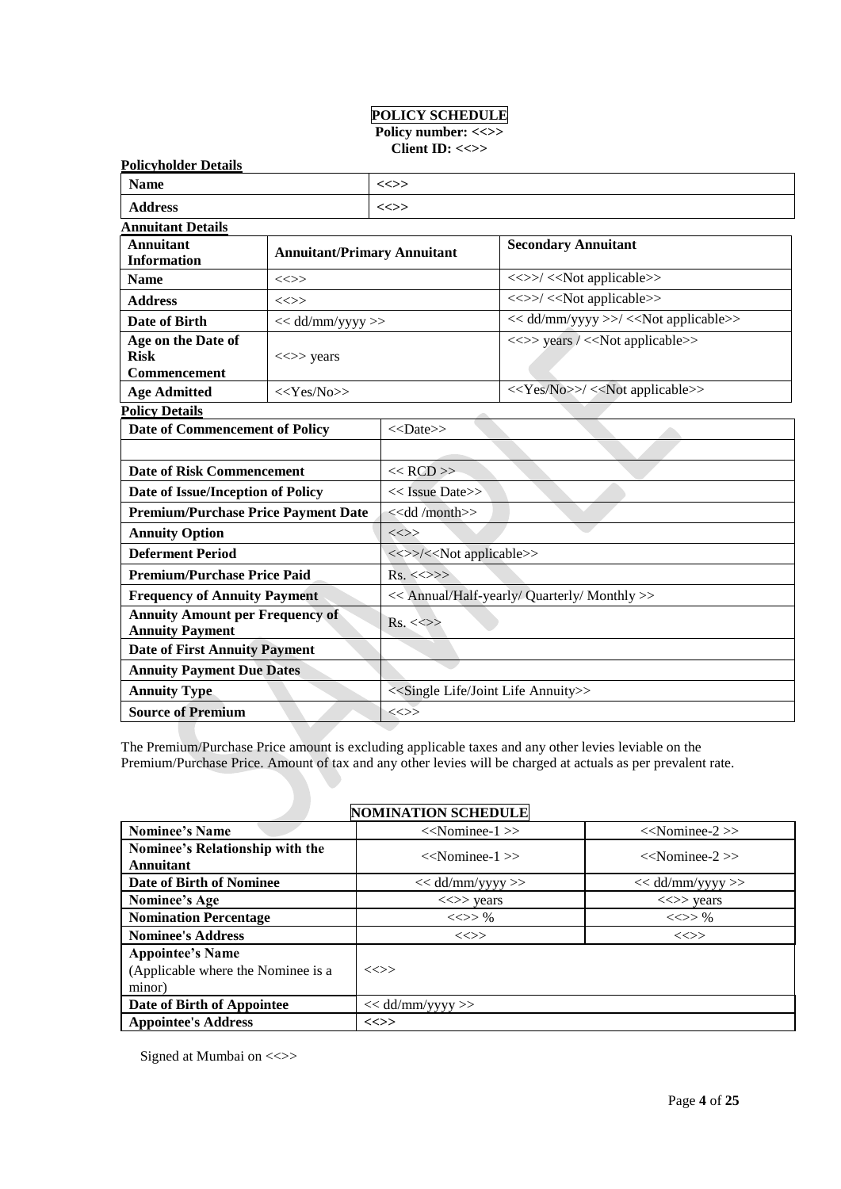# POLICY SCHEDULE

**Policy number: <<>>**

**Client ID: <<>>**

**Policyholder Details**

| **Name** | **<<>>** |
|---|---|
| **Address** | **<<>>** |

**Annuitant Details**

| **Annuitant Information** | **Annuitant/Primary Annuitant** | **Secondary Annuitant** |
|---|---|---|
| **Name** | <<>> | <<>>/ <<Not applicable>> |
| **Address** | <<>> | <<>>/ <<Not applicable>> |
| **Date of Birth** | << dd/mm/yyyy >> | << dd/mm/yyyy >>/ <<Not applicable>> |
| **Age on the Date of Risk Commencement** | <<>> years | <<>> years / <<Not applicable>> |
| **Age Admitted** | <<Yes/No>> | <<Yes/No>>/ <<Not applicable>> |

**Policy Details**

| **Date of Commencement of Policy** | <<Date>> |
|---|---|
| | |
| **Date of Risk Commencement** | << RCD >> |
| **Date of Issue/Inception of Policy** | << Issue Date>> |
| **Premium/Purchase Price Payment Date** | <<dd /month>> |
| **Annuity Option** | <<>> |
| **Deferment Period** | <<>>/<<Not applicable>> |
| **Premium/Purchase Price Paid** | Rs. <<>> |
| **Frequency of Annuity Payment** | << Annual/Half-yearly/ Quarterly/ Monthly >> |
| **Annuity Amount per Frequency of Annuity Payment** | Rs. <<>> |
| **Date of First Annuity Payment** | |
| **Annuity Payment Due Dates** | |
| **Annuity Type** | <<Single Life/Joint Life Annuity>> |
| **Source of Premium** | <<>> |

The Premium/Purchase Price amount is excluding applicable taxes and any other levies leviable on the Premium/Purchase Price. Amount of tax and any other levies will be charged at actuals as per prevalent rate.

## NOMINATION SCHEDULE

| **Nominee's Name** | <<Nominee-1 >> | <<Nominee-2 >> |
|---|---|---|
| **Nominee's Relationship with the Annuitant** | <<Nominee-1 >> | <<Nominee-2 >> |
| **Date of Birth of Nominee** | << dd/mm/yyyy >> | << dd/mm/yyyy >> |
| **Nominee's Age** | <<>> years | <<>> years |
| **Nomination Percentage** | <<>> % | <<>> % |
| **Nominee's Address** | <<>> | <<>> |
| **Appointee's Name** (Applicable where the Nominee is a minor) | <<>> | |
| **Date of Birth of Appointee** | << dd/mm/yyyy >> | |
| **Appointee's Address** | **<<>>** | |

Signed at Mumbai on <<>>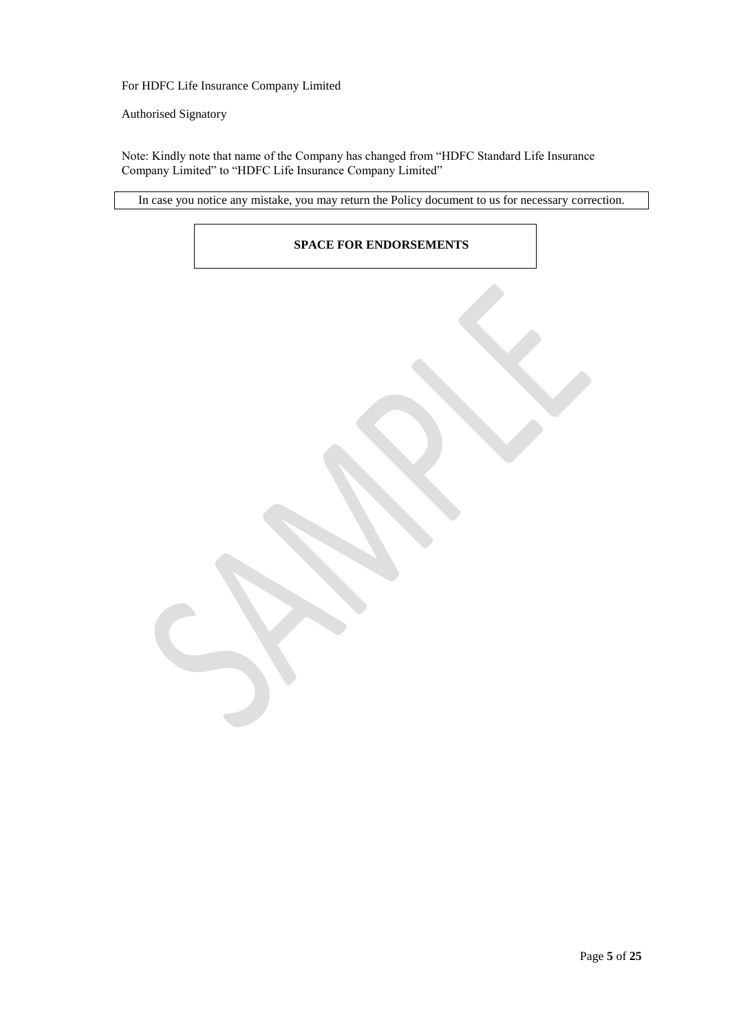For HDFC Life Insurance Company Limited

Authorised Signatory

Note: Kindly note that name of the Company has changed from "HDFC Standard Life Insurance Company Limited" to "HDFC Life Insurance Company Limited"

| In case you notice any mistake, you may return the Policy document to us for necessary correction. |
|---|

| **SPACE FOR ENDORSEMENTS** |
|---|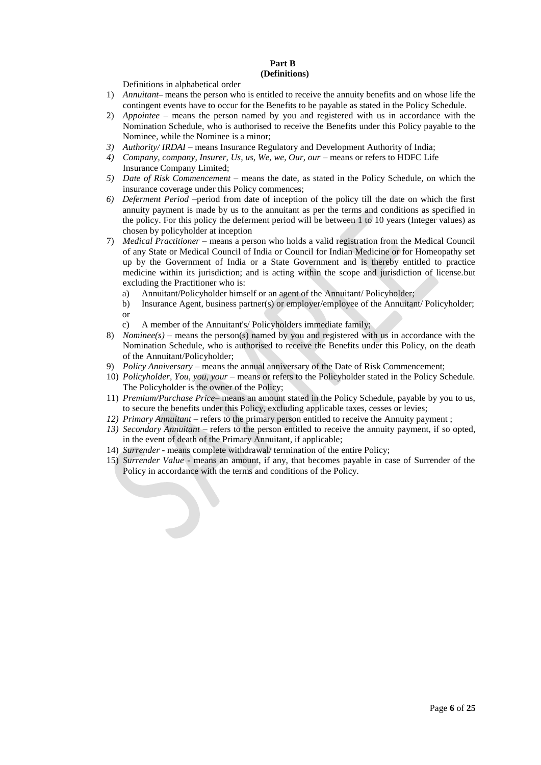**Part B**
**(Definitions)**

Definitions in alphabetical order

1) *Annuitant*– means the person who is entitled to receive the annuity benefits and on whose life the contingent events have to occur for the Benefits to be payable as stated in the Policy Schedule.
2) *Appointee* – means the person named by you and registered with us in accordance with the Nomination Schedule, who is authorised to receive the Benefits under this Policy payable to the Nominee, while the Nominee is a minor;
3) *Authority/ IRDAI* – means Insurance Regulatory and Development Authority of India;
4) *Company, company, Insurer, Us, us, We, we, Our, our* – means or refers to HDFC Life Insurance Company Limited;
5) *Date of Risk Commencement* – means the date, as stated in the Policy Schedule, on which the insurance coverage under this Policy commences;
6) *Deferment Period* –period from date of inception of the policy till the date on which the first annuity payment is made by us to the annuitant as per the terms and conditions as specified in the policy. For this policy the deferment period will be between 1 to 10 years (Integer values) as chosen by policyholder at inception
7) *Medical Practitioner* – means a person who holds a valid registration from the Medical Council of any State or Medical Council of India or Council for Indian Medicine or for Homeopathy set up by the Government of India or a State Government and is thereby entitled to practice medicine within its jurisdiction; and is acting within the scope and jurisdiction of license.but excluding the Practitioner who is:
   a) Annuitant/Policyholder himself or an agent of the Annuitant/ Policyholder;
   b) Insurance Agent, business partner(s) or employer/employee of the Annuitant/ Policyholder; or
   c) A member of the Annuitant's/ Policyholders immediate family;
8) *Nominee(s)* – means the person(s) named by you and registered with us in accordance with the Nomination Schedule, who is authorised to receive the Benefits under this Policy, on the death of the Annuitant/Policyholder;
9) *Policy Anniversary* – means the annual anniversary of the Date of Risk Commencement;
10) *Policyholder, You, you, your* – means or refers to the Policyholder stated in the Policy Schedule. The Policyholder is the owner of the Policy;
11) *Premium/Purchase Price*– means an amount stated in the Policy Schedule, payable by you to us, to secure the benefits under this Policy, excluding applicable taxes, cesses or levies;
12) *Primary Annuitant* – refers to the primary person entitled to receive the Annuity payment ;
13) *Secondary Annuitant* – refers to the person entitled to receive the annuity payment, if so opted, in the event of death of the Primary Annuitant, if applicable;
14) *Surrender* - means complete withdrawal/ termination of the entire Policy;
15) *Surrender Value* - means an amount, if any, that becomes payable in case of Surrender of the Policy in accordance with the terms and conditions of the Policy.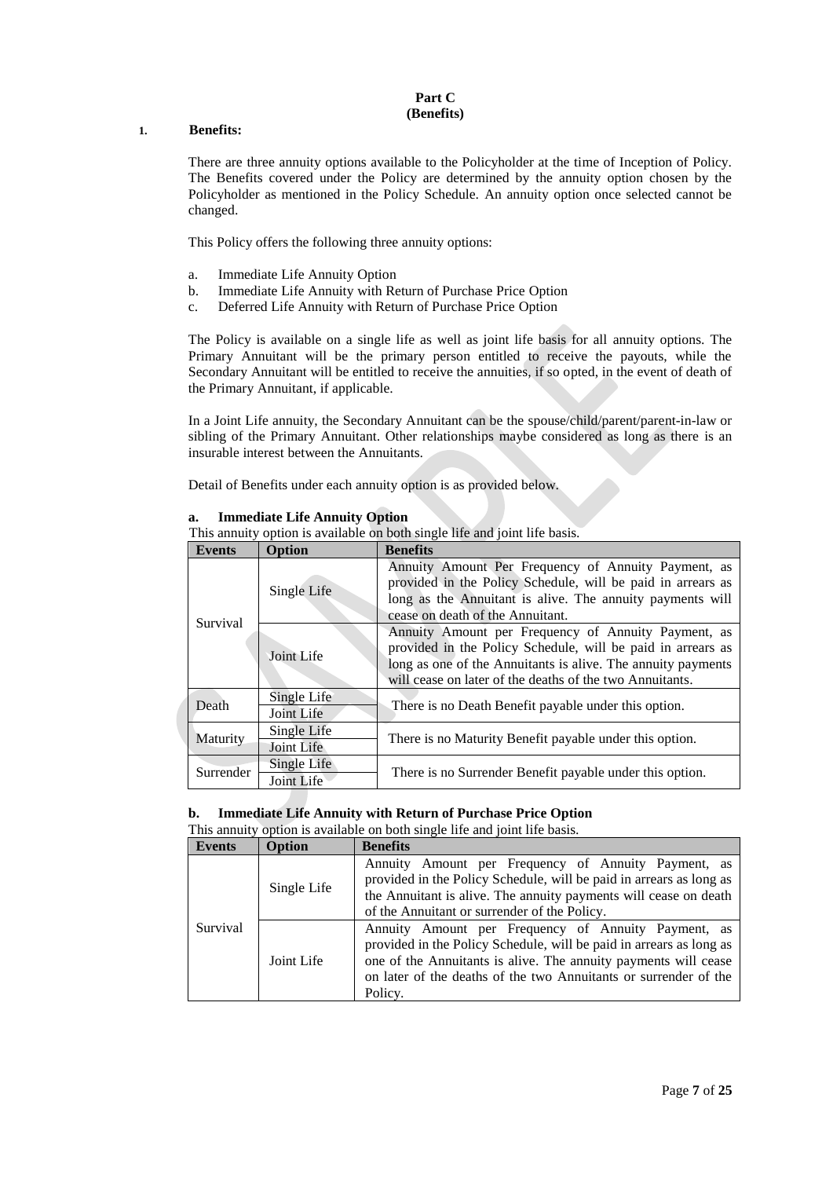**Part C**
**(Benefits)**

1. **Benefits:**

There are three annuity options available to the Policyholder at the time of Inception of Policy. The Benefits covered under the Policy are determined by the annuity option chosen by the Policyholder as mentioned in the Policy Schedule. An annuity option once selected cannot be changed.

This Policy offers the following three annuity options:

a. Immediate Life Annuity Option
b. Immediate Life Annuity with Return of Purchase Price Option
c. Deferred Life Annuity with Return of Purchase Price Option

The Policy is available on a single life as well as joint life basis for all annuity options. The Primary Annuitant will be the primary person entitled to receive the payouts, while the Secondary Annuitant will be entitled to receive the annuities, if so opted, in the event of death of the Primary Annuitant, if applicable.

In a Joint Life annuity, the Secondary Annuitant can be the spouse/child/parent/parent-in-law or sibling of the Primary Annuitant. Other relationships maybe considered as long as there is an insurable interest between the Annuitants.

Detail of Benefits under each annuity option is as provided below.

**a. Immediate Life Annuity Option**

This annuity option is available on both single life and joint life basis.

| Events | Option | Benefits |
|---|---|---|
| Survival | Single Life | Annuity Amount Per Frequency of Annuity Payment, as provided in the Policy Schedule, will be paid in arrears as long as the Annuitant is alive. The annuity payments will cease on death of the Annuitant. |
| | Joint Life | Annuity Amount per Frequency of Annuity Payment, as provided in the Policy Schedule, will be paid in arrears as long as one of the Annuitants is alive. The annuity payments will cease on later of the deaths of the two Annuitants. |
| Death | Single Life | There is no Death Benefit payable under this option. |
| | Joint Life | |
| Maturity | Single Life | There is no Maturity Benefit payable under this option. |
| | Joint Life | |
| Surrender | Single Life | There is no Surrender Benefit payable under this option. |
| | Joint Life | |

**b. Immediate Life Annuity with Return of Purchase Price Option**

This annuity option is available on both single life and joint life basis.

| Events | Option | Benefits |
|---|---|---|
| Survival | Single Life | Annuity Amount per Frequency of Annuity Payment, as provided in the Policy Schedule, will be paid in arrears as long as the Annuitant is alive. The annuity payments will cease on death of the Annuitant or surrender of the Policy. |
| | Joint Life | Annuity Amount per Frequency of Annuity Payment, as provided in the Policy Schedule, will be paid in arrears as long as one of the Annuitants is alive. The annuity payments will cease on later of the deaths of the two Annuitants or surrender of the Policy. |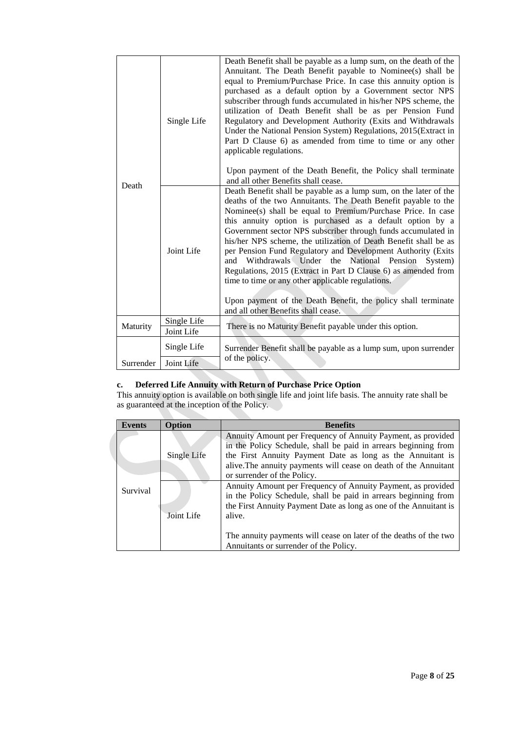| | | |
|---|---|---|
| Death | Single Life | Death Benefit shall be payable as a lump sum, on the death of the Annuitant. The Death Benefit payable to Nominee(s) shall be equal to Premium/Purchase Price. In case this annuity option is purchased as a default option by a Government sector NPS subscriber through funds accumulated in his/her NPS scheme, the utilization of Death Benefit shall be as per Pension Fund Regulatory and Development Authority (Exits and Withdrawals Under the National Pension System) Regulations, 2015(Extract in Part D Clause 6) as amended from time to time or any other applicable regulations.<br><br>Upon payment of the Death Benefit, the Policy shall terminate and all other Benefits shall cease. |
| | Joint Life | Death Benefit shall be payable as a lump sum, on the later of the deaths of the two Annuitants. The Death Benefit payable to the Nominee(s) shall be equal to Premium/Purchase Price. In case this annuity option is purchased as a default option by a Government sector NPS subscriber through funds accumulated in his/her NPS scheme, the utilization of Death Benefit shall be as per Pension Fund Regulatory and Development Authority (Exits and Withdrawals Under the National Pension System) Regulations, 2015 (Extract in Part D Clause 6) as amended from time to time or any other applicable regulations.<br><br>Upon payment of the Death Benefit, the policy shall terminate and all other Benefits shall cease. |
| Maturity | Single Life | There is no Maturity Benefit payable under this option. |
| | Joint Life | |
| Surrender | Single Life | Surrender Benefit shall be payable as a lump sum, upon surrender of the policy. |
| | Joint Life | |

**c. Deferred Life Annuity with Return of Purchase Price Option**

This annuity option is available on both single life and joint life basis. The annuity rate shall be as guaranteed at the inception of the Policy.

| Events | Option | Benefits |
|---|---|---|
| Survival | Single Life | Annuity Amount per Frequency of Annuity Payment, as provided in the Policy Schedule, shall be paid in arrears beginning from the First Annuity Payment Date as long as the Annuitant is alive.The annuity payments will cease on death of the Annuitant or surrender of the Policy. |
| | Joint Life | Annuity Amount per Frequency of Annuity Payment, as provided in the Policy Schedule, shall be paid in arrears beginning from the First Annuity Payment Date as long as one of the Annuitant is alive.<br><br>The annuity payments will cease on later of the deaths of the two Annuitants or surrender of the Policy. |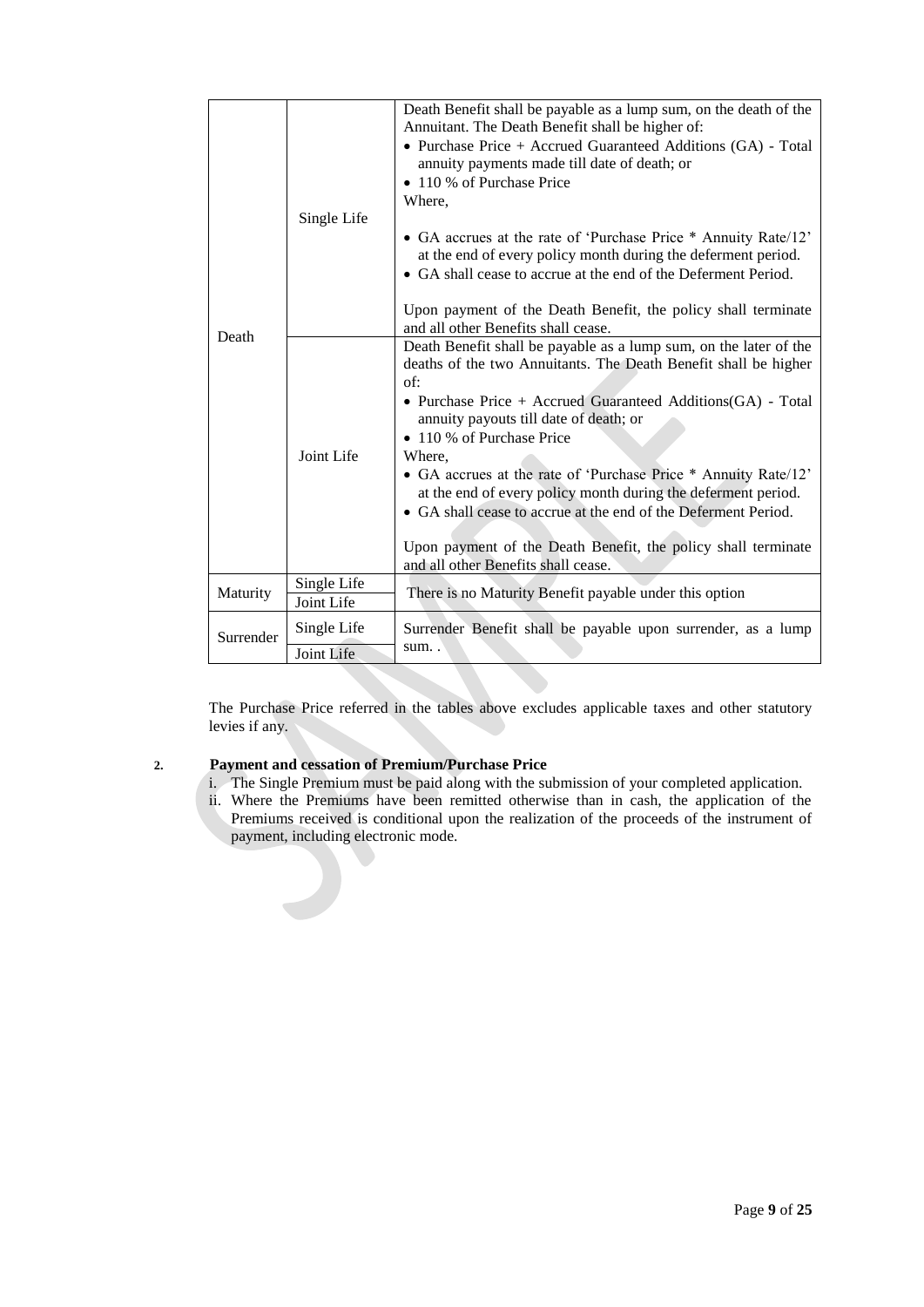| | | |
|---|---|---|
| Death | Single Life | Death Benefit shall be payable as a lump sum, on the death of the Annuitant. The Death Benefit shall be higher of:<br>• Purchase Price + Accrued Guaranteed Additions (GA) - Total annuity payments made till date of death; or<br>• 110 % of Purchase Price<br>Where,<br>• GA accrues at the rate of 'Purchase Price * Annuity Rate/12' at the end of every policy month during the deferment period.<br>• GA shall cease to accrue at the end of the Deferment Period.<br><br>Upon payment of the Death Benefit, the policy shall terminate and all other Benefits shall cease. |
| | Joint Life | Death Benefit shall be payable as a lump sum, on the later of the deaths of the two Annuitants. The Death Benefit shall be higher of:<br>• Purchase Price + Accrued Guaranteed Additions(GA) - Total annuity payouts till date of death; or<br>• 110 % of Purchase Price<br>Where,<br>• GA accrues at the rate of 'Purchase Price * Annuity Rate/12' at the end of every policy month during the deferment period.<br>• GA shall cease to accrue at the end of the Deferment Period.<br><br>Upon payment of the Death Benefit, the policy shall terminate and all other Benefits shall cease. |
| Maturity | Single Life | There is no Maturity Benefit payable under this option |
| | Joint Life | |
| Surrender | Single Life | Surrender Benefit shall be payable upon surrender, as a lump sum. . |
| | Joint Life | |

The Purchase Price referred in the tables above excludes applicable taxes and other statutory levies if any.

**2. Payment and cessation of Premium/Purchase Price**

i. The Single Premium must be paid along with the submission of your completed application.

ii. Where the Premiums have been remitted otherwise than in cash, the application of the Premiums received is conditional upon the realization of the proceeds of the instrument of payment, including electronic mode.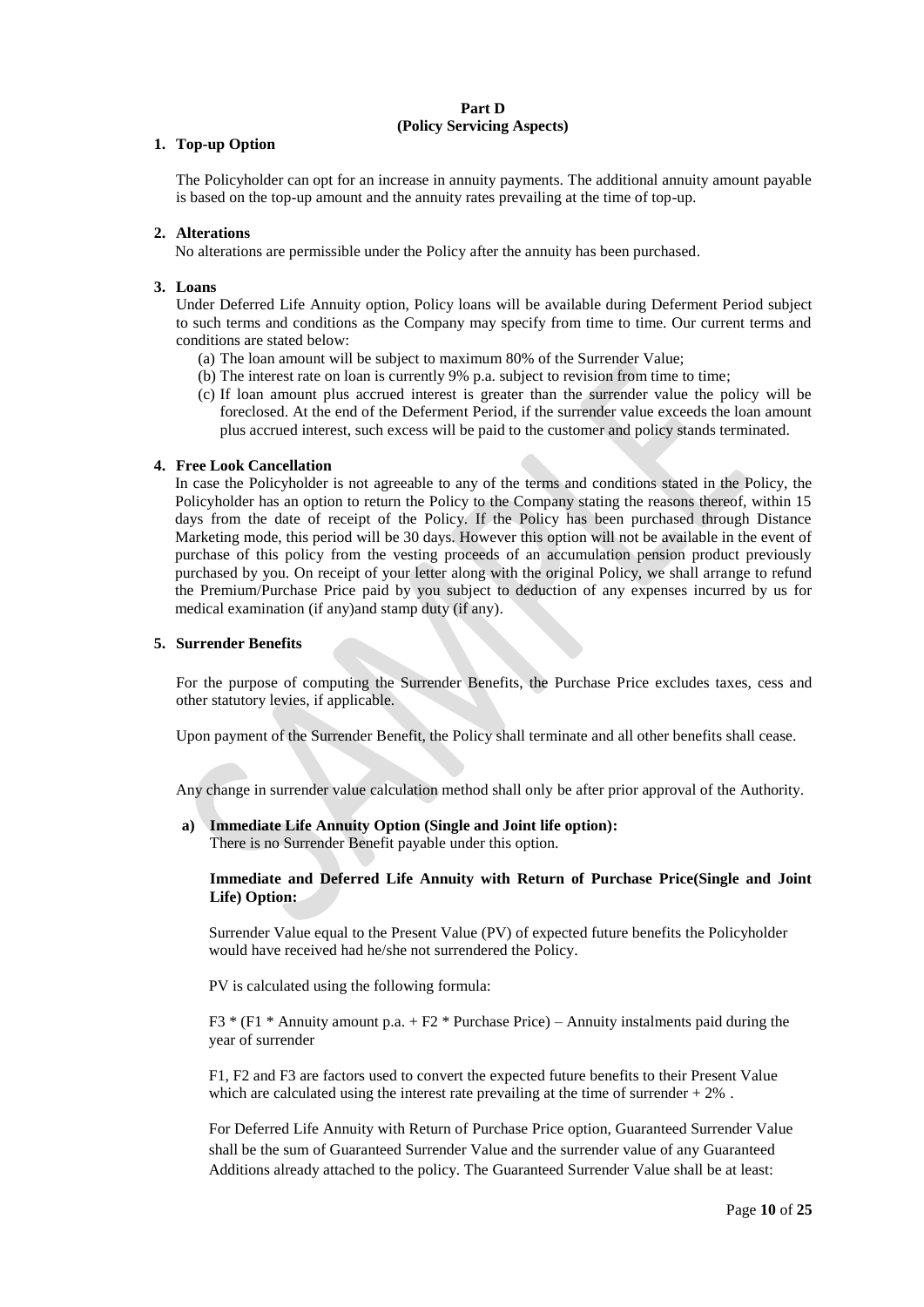**Part D**
**(Policy Servicing Aspects)**

**1. Top-up Option**

The Policyholder can opt for an increase in annuity payments. The additional annuity amount payable is based on the top-up amount and the annuity rates prevailing at the time of top-up.

**2. Alterations**

No alterations are permissible under the Policy after the annuity has been purchased.

**3. Loans**

Under Deferred Life Annuity option, Policy loans will be available during Deferment Period subject to such terms and conditions as the Company may specify from time to time. Our current terms and conditions are stated below:

(a) The loan amount will be subject to maximum 80% of the Surrender Value;
(b) The interest rate on loan is currently 9% p.a. subject to revision from time to time;
(c) If loan amount plus accrued interest is greater than the surrender value the policy will be foreclosed. At the end of the Deferment Period, if the surrender value exceeds the loan amount plus accrued interest, such excess will be paid to the customer and policy stands terminated.

**4. Free Look Cancellation**

In case the Policyholder is not agreeable to any of the terms and conditions stated in the Policy, the Policyholder has an option to return the Policy to the Company stating the reasons thereof, within 15 days from the date of receipt of the Policy. If the Policy has been purchased through Distance Marketing mode, this period will be 30 days. However this option will not be available in the event of purchase of this policy from the vesting proceeds of an accumulation pension product previously purchased by you. On receipt of your letter along with the original Policy, we shall arrange to refund the Premium/Purchase Price paid by you subject to deduction of any expenses incurred by us for medical examination (if any)and stamp duty (if any).

**5. Surrender Benefits**

For the purpose of computing the Surrender Benefits, the Purchase Price excludes taxes, cess and other statutory levies, if applicable.

Upon payment of the Surrender Benefit, the Policy shall terminate and all other benefits shall cease.

Any change in surrender value calculation method shall only be after prior approval of the Authority.

**a) Immediate Life Annuity Option (Single and Joint life option):**
There is no Surrender Benefit payable under this option.

**Immediate and Deferred Life Annuity with Return of Purchase Price(Single and Joint Life) Option:**

Surrender Value equal to the Present Value (PV) of expected future benefits the Policyholder would have received had he/she not surrendered the Policy.

PV is calculated using the following formula:

F3 * (F1 * Annuity amount p.a. + F2 * Purchase Price) – Annuity instalments paid during the year of surrender

F1, F2 and F3 are factors used to convert the expected future benefits to their Present Value which are calculated using the interest rate prevailing at the time of surrender + 2% .

For Deferred Life Annuity with Return of Purchase Price option, Guaranteed Surrender Value shall be the sum of Guaranteed Surrender Value and the surrender value of any Guaranteed Additions already attached to the policy. The Guaranteed Surrender Value shall be at least: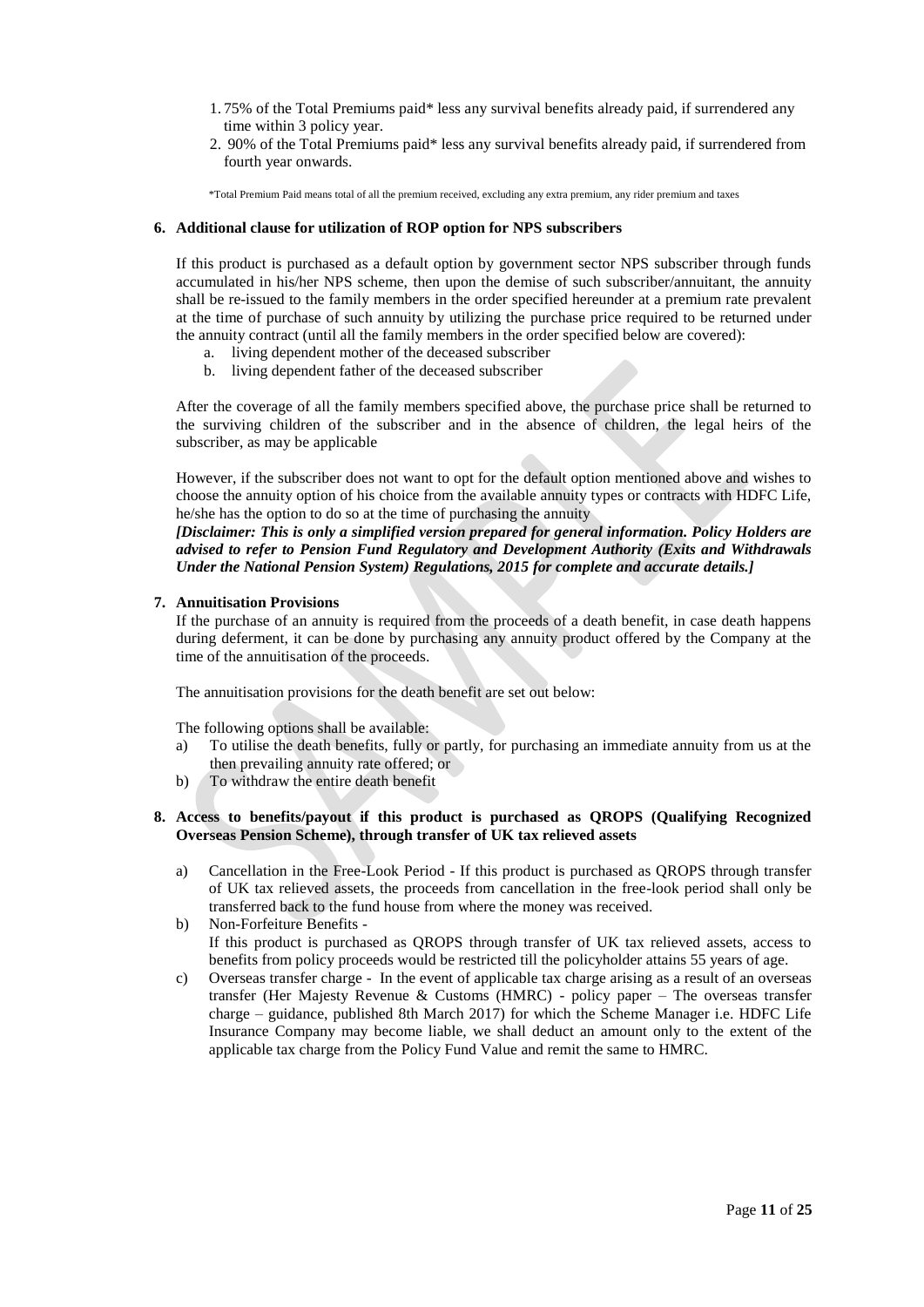1. 75% of the Total Premiums paid* less any survival benefits already paid, if surrendered any time within 3 policy year.
2. 90% of the Total Premiums paid* less any survival benefits already paid, if surrendered from fourth year onwards.

*Total Premium Paid means total of all the premium received, excluding any extra premium, any rider premium and taxes

**6. Additional clause for utilization of ROP option for NPS subscribers**

If this product is purchased as a default option by government sector NPS subscriber through funds accumulated in his/her NPS scheme, then upon the demise of such subscriber/annuitant, the annuity shall be re-issued to the family members in the order specified hereunder at a premium rate prevalent at the time of purchase of such annuity by utilizing the purchase price required to be returned under the annuity contract (until all the family members in the order specified below are covered):

a. living dependent mother of the deceased subscriber
b. living dependent father of the deceased subscriber

After the coverage of all the family members specified above, the purchase price shall be returned to the surviving children of the subscriber and in the absence of children, the legal heirs of the subscriber, as may be applicable

However, if the subscriber does not want to opt for the default option mentioned above and wishes to choose the annuity option of his choice from the available annuity types or contracts with HDFC Life, he/she has the option to do so at the time of purchasing the annuity

***[Disclaimer: This is only a simplified version prepared for general information. Policy Holders are advised to refer to Pension Fund Regulatory and Development Authority (Exits and Withdrawals Under the National Pension System) Regulations, 2015 for complete and accurate details.]***

**7. Annuitisation Provisions**

If the purchase of an annuity is required from the proceeds of a death benefit, in case death happens during deferment, it can be done by purchasing any annuity product offered by the Company at the time of the annuitisation of the proceeds.

The annuitisation provisions for the death benefit are set out below:

The following options shall be available:

a) To utilise the death benefits, fully or partly, for purchasing an immediate annuity from us at the then prevailing annuity rate offered; or
b) To withdraw the entire death benefit

**8. Access to benefits/payout if this product is purchased as QROPS (Qualifying Recognized Overseas Pension Scheme), through transfer of UK tax relieved assets**

a) Cancellation in the Free-Look Period - If this product is purchased as QROPS through transfer of UK tax relieved assets, the proceeds from cancellation in the free-look period shall only be transferred back to the fund house from where the money was received.
b) Non-Forfeiture Benefits -
If this product is purchased as QROPS through transfer of UK tax relieved assets, access to benefits from policy proceeds would be restricted till the policyholder attains 55 years of age.
c) Overseas transfer charge - In the event of applicable tax charge arising as a result of an overseas transfer (Her Majesty Revenue & Customs (HMRC) - policy paper – The overseas transfer charge – guidance, published 8th March 2017) for which the Scheme Manager i.e. HDFC Life Insurance Company may become liable, we shall deduct an amount only to the extent of the applicable tax charge from the Policy Fund Value and remit the same to HMRC.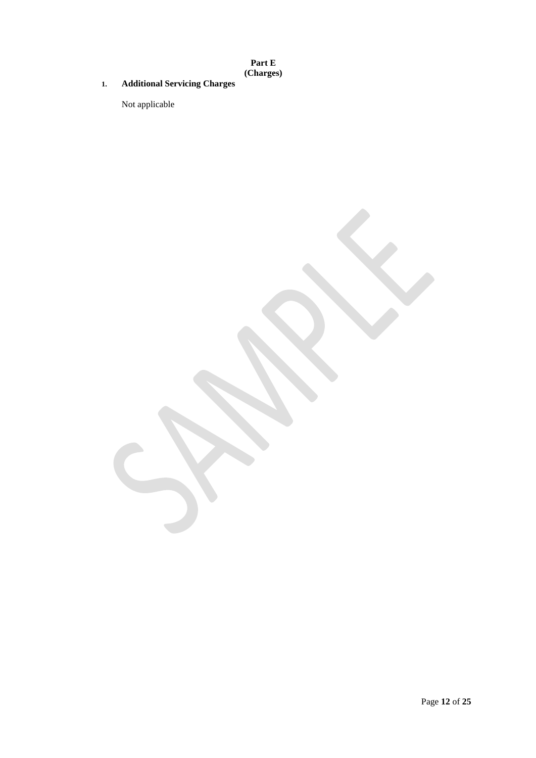**Part E**
**(Charges)**

1. **Additional Servicing Charges**

Not applicable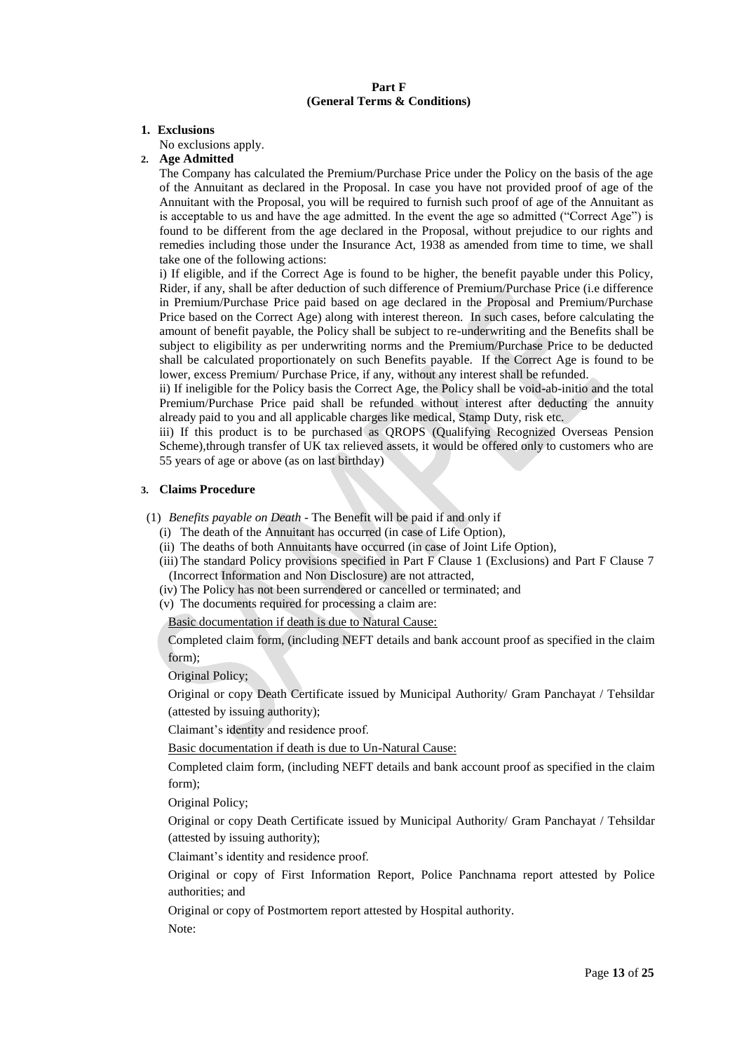**Part F**
**(General Terms & Conditions)**

**1. Exclusions**

No exclusions apply.

**2. Age Admitted**

The Company has calculated the Premium/Purchase Price under the Policy on the basis of the age of the Annuitant as declared in the Proposal. In case you have not provided proof of age of the Annuitant with the Proposal, you will be required to furnish such proof of age of the Annuitant as is acceptable to us and have the age admitted. In the event the age so admitted ("Correct Age") is found to be different from the age declared in the Proposal, without prejudice to our rights and remedies including those under the Insurance Act, 1938 as amended from time to time, we shall take one of the following actions:

i) If eligible, and if the Correct Age is found to be higher, the benefit payable under this Policy, Rider, if any, shall be after deduction of such difference of Premium/Purchase Price (i.e difference in Premium/Purchase Price paid based on age declared in the Proposal and Premium/Purchase Price based on the Correct Age) along with interest thereon. In such cases, before calculating the amount of benefit payable, the Policy shall be subject to re-underwriting and the Benefits shall be subject to eligibility as per underwriting norms and the Premium/Purchase Price to be deducted shall be calculated proportionately on such Benefits payable. If the Correct Age is found to be lower, excess Premium/ Purchase Price, if any, without any interest shall be refunded.

ii) If ineligible for the Policy basis the Correct Age, the Policy shall be void-ab-initio and the total Premium/Purchase Price paid shall be refunded without interest after deducting the annuity already paid to you and all applicable charges like medical, Stamp Duty, risk etc.

iii) If this product is to be purchased as QROPS (Qualifying Recognized Overseas Pension Scheme),through transfer of UK tax relieved assets, it would be offered only to customers who are 55 years of age or above (as on last birthday)

**3. Claims Procedure**

(1) *Benefits payable on Death* - The Benefit will be paid if and only if

(i) The death of the Annuitant has occurred (in case of Life Option),
(ii) The deaths of both Annuitants have occurred (in case of Joint Life Option),
(iii) The standard Policy provisions specified in Part F Clause 1 (Exclusions) and Part F Clause 7 (Incorrect Information and Non Disclosure) are not attracted,
(iv) The Policy has not been surrendered or cancelled or terminated; and
(v) The documents required for processing a claim are:

<u>Basic documentation if death is due to Natural Cause:</u>

Completed claim form, (including NEFT details and bank account proof as specified in the claim form);

Original Policy;

Original or copy Death Certificate issued by Municipal Authority/ Gram Panchayat / Tehsildar (attested by issuing authority);

Claimant's identity and residence proof.

<u>Basic documentation if death is due to Un-Natural Cause:</u>

Completed claim form, (including NEFT details and bank account proof as specified in the claim form);

Original Policy;

Original or copy Death Certificate issued by Municipal Authority/ Gram Panchayat / Tehsildar (attested by issuing authority);

Claimant's identity and residence proof.

Original or copy of First Information Report, Police Panchnama report attested by Police authorities; and

Original or copy of Postmortem report attested by Hospital authority.

Note: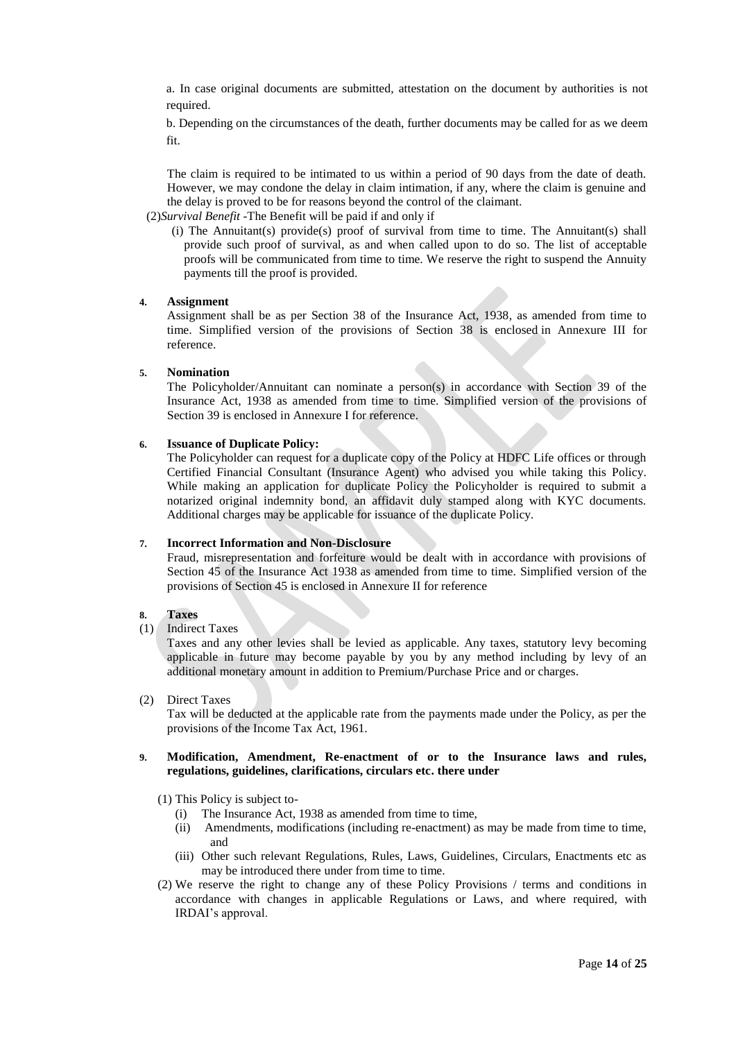a. In case original documents are submitted, attestation on the document by authorities is not required.

b. Depending on the circumstances of the death, further documents may be called for as we deem fit.

The claim is required to be intimated to us within a period of 90 days from the date of death. However, we may condone the delay in claim intimation, if any, where the claim is genuine and the delay is proved to be for reasons beyond the control of the claimant.

(2) *Survival Benefit* -The Benefit will be paid if and only if

(i) The Annuitant(s) provide(s) proof of survival from time to time. The Annuitant(s) shall provide such proof of survival, as and when called upon to do so. The list of acceptable proofs will be communicated from time to time. We reserve the right to suspend the Annuity payments till the proof is provided.

**4. Assignment**

Assignment shall be as per Section 38 of the Insurance Act, 1938, as amended from time to time. Simplified version of the provisions of Section 38 is enclosed in Annexure III for reference.

**5. Nomination**

The Policyholder/Annuitant can nominate a person(s) in accordance with Section 39 of the Insurance Act, 1938 as amended from time to time. Simplified version of the provisions of Section 39 is enclosed in Annexure I for reference.

**6. Issuance of Duplicate Policy:**

The Policyholder can request for a duplicate copy of the Policy at HDFC Life offices or through Certified Financial Consultant (Insurance Agent) who advised you while taking this Policy. While making an application for duplicate Policy the Policyholder is required to submit a notarized original indemnity bond, an affidavit duly stamped along with KYC documents. Additional charges may be applicable for issuance of the duplicate Policy.

**7. Incorrect Information and Non-Disclosure**

Fraud, misrepresentation and forfeiture would be dealt with in accordance with provisions of Section 45 of the Insurance Act 1938 as amended from time to time. Simplified version of the provisions of Section 45 is enclosed in Annexure II for reference

**8. Taxes**

(1) Indirect Taxes

Taxes and any other levies shall be levied as applicable. Any taxes, statutory levy becoming applicable in future may become payable by you by any method including by levy of an additional monetary amount in addition to Premium/Purchase Price and or charges.

(2) Direct Taxes

Tax will be deducted at the applicable rate from the payments made under the Policy, as per the provisions of the Income Tax Act, 1961.

**9. Modification, Amendment, Re-enactment of or to the Insurance laws and rules, regulations, guidelines, clarifications, circulars etc. there under**

(1) This Policy is subject to-

(i) The Insurance Act, 1938 as amended from time to time,

(ii) Amendments, modifications (including re-enactment) as may be made from time to time, and

(iii) Other such relevant Regulations, Rules, Laws, Guidelines, Circulars, Enactments etc as may be introduced there under from time to time.

(2) We reserve the right to change any of these Policy Provisions / terms and conditions in accordance with changes in applicable Regulations or Laws, and where required, with IRDAI's approval.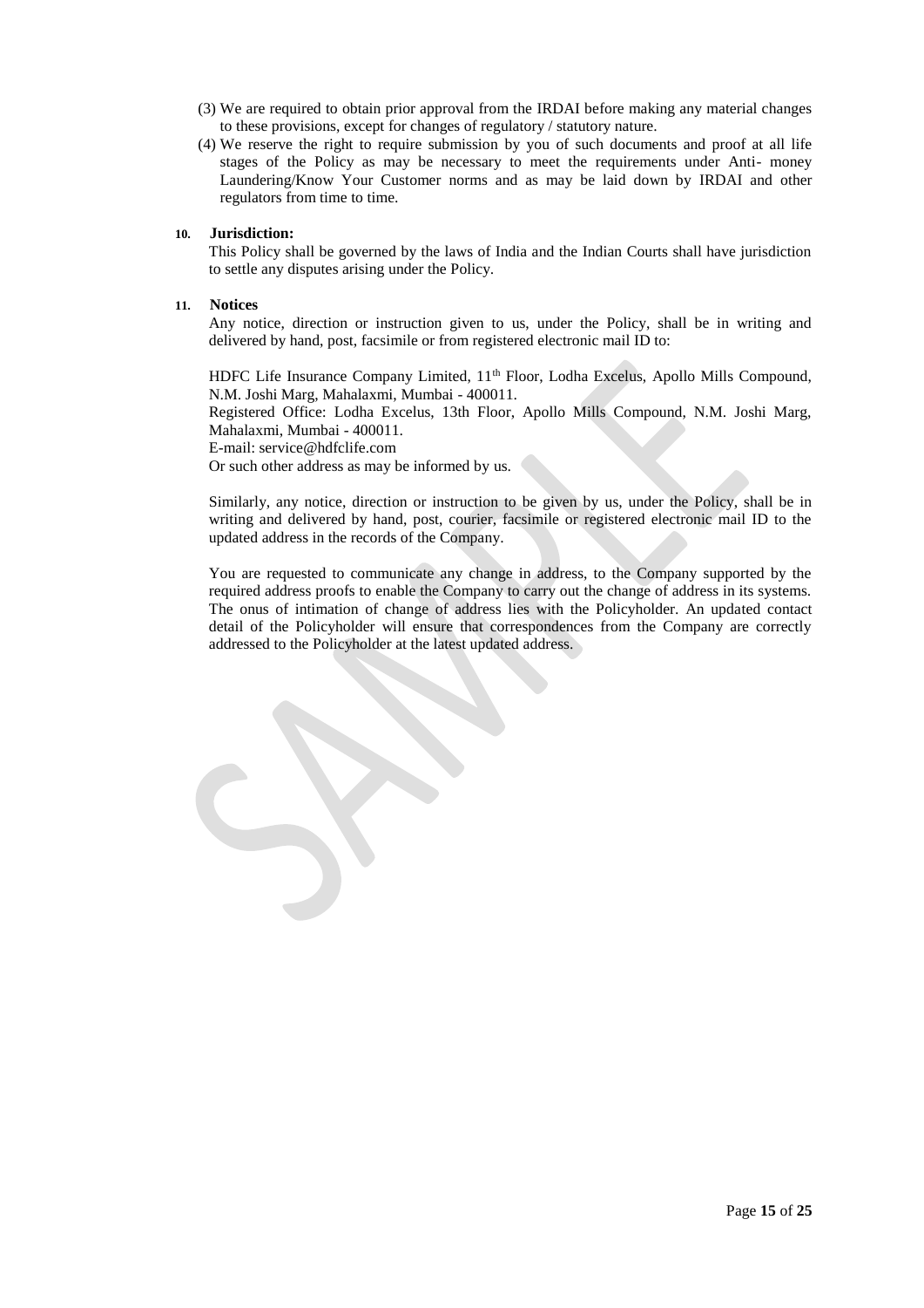(3) We are required to obtain prior approval from the IRDAI before making any material changes to these provisions, except for changes of regulatory / statutory nature.

(4) We reserve the right to require submission by you of such documents and proof at all life stages of the Policy as may be necessary to meet the requirements under Anti- money Laundering/Know Your Customer norms and as may be laid down by IRDAI and other regulators from time to time.

**10. Jurisdiction:**

This Policy shall be governed by the laws of India and the Indian Courts shall have jurisdiction to settle any disputes arising under the Policy.

**11. Notices**

Any notice, direction or instruction given to us, under the Policy, shall be in writing and delivered by hand, post, facsimile or from registered electronic mail ID to:

HDFC Life Insurance Company Limited, 11th Floor, Lodha Excelus, Apollo Mills Compound, N.M. Joshi Marg, Mahalaxmi, Mumbai - 400011.
Registered Office: Lodha Excelus, 13th Floor, Apollo Mills Compound, N.M. Joshi Marg, Mahalaxmi, Mumbai - 400011.
E-mail: service@hdfclife.com
Or such other address as may be informed by us.

Similarly, any notice, direction or instruction to be given by us, under the Policy, shall be in writing and delivered by hand, post, courier, facsimile or registered electronic mail ID to the updated address in the records of the Company.

You are requested to communicate any change in address, to the Company supported by the required address proofs to enable the Company to carry out the change of address in its systems. The onus of intimation of change of address lies with the Policyholder. An updated contact detail of the Policyholder will ensure that correspondences from the Company are correctly addressed to the Policyholder at the latest updated address.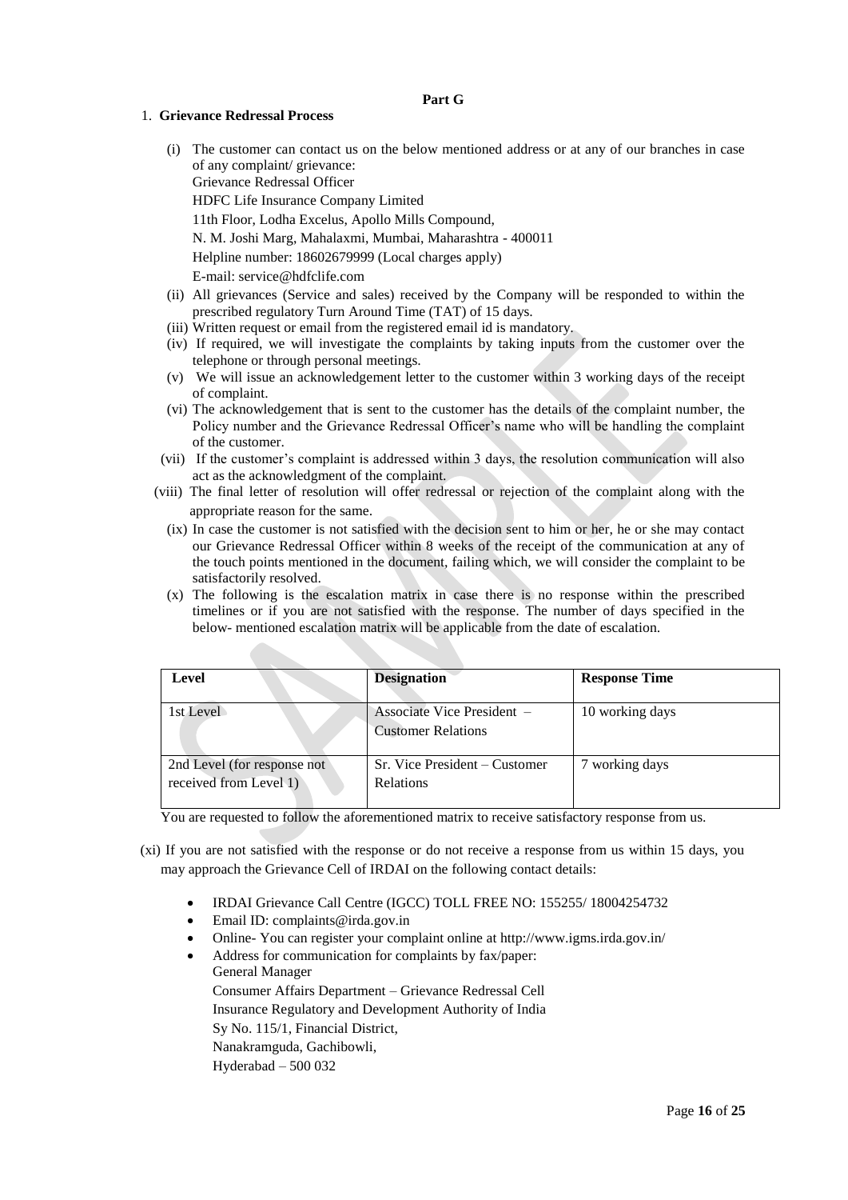## Part G

1. **Grievance Redressal Process**

   (i) The customer can contact us on the below mentioned address or at any of our branches in case of any complaint/ grievance:

   Grievance Redressal Officer

   HDFC Life Insurance Company Limited

   11th Floor, Lodha Excelus, Apollo Mills Compound,

   N. M. Joshi Marg, Mahalaxmi, Mumbai, Maharashtra - 400011

   Helpline number: 18602679999 (Local charges apply)

   E-mail: service@hdfclife.com

   (ii) All grievances (Service and sales) received by the Company will be responded to within the prescribed regulatory Turn Around Time (TAT) of 15 days.

   (iii) Written request or email from the registered email id is mandatory.

   (iv) If required, we will investigate the complaints by taking inputs from the customer over the telephone or through personal meetings.

   (v) We will issue an acknowledgement letter to the customer within 3 working days of the receipt of complaint.

   (vi) The acknowledgement that is sent to the customer has the details of the complaint number, the Policy number and the Grievance Redressal Officer's name who will be handling the complaint of the customer.

   (vii) If the customer's complaint is addressed within 3 days, the resolution communication will also act as the acknowledgment of the complaint.

   (viii) The final letter of resolution will offer redressal or rejection of the complaint along with the appropriate reason for the same.

   (ix) In case the customer is not satisfied with the decision sent to him or her, he or she may contact our Grievance Redressal Officer within 8 weeks of the receipt of the communication at any of the touch points mentioned in the document, failing which, we will consider the complaint to be satisfactorily resolved.

   (x) The following is the escalation matrix in case there is no response within the prescribed timelines or if you are not satisfied with the response. The number of days specified in the below- mentioned escalation matrix will be applicable from the date of escalation.

| Level | Designation | Response Time |
|---|---|---|
| 1st Level | Associate Vice President – Customer Relations | 10 working days |
| 2nd Level (for response not received from Level 1) | Sr. Vice President – Customer Relations | 7 working days |

   You are requested to follow the aforementioned matrix to receive satisfactory response from us.

   (xi) If you are not satisfied with the response or do not receive a response from us within 15 days, you may approach the Grievance Cell of IRDAI on the following contact details:

   - IRDAI Grievance Call Centre (IGCC) TOLL FREE NO: 155255/ 18004254732
   - Email ID: complaints@irda.gov.in
   - Online- You can register your complaint online at http://www.igms.irda.gov.in/
   - Address for communication for complaints by fax/paper:

     General Manager

     Consumer Affairs Department – Grievance Redressal Cell

     Insurance Regulatory and Development Authority of India

     Sy No. 115/1, Financial District,

     Nanakramguda, Gachibowli,

     Hyderabad – 500 032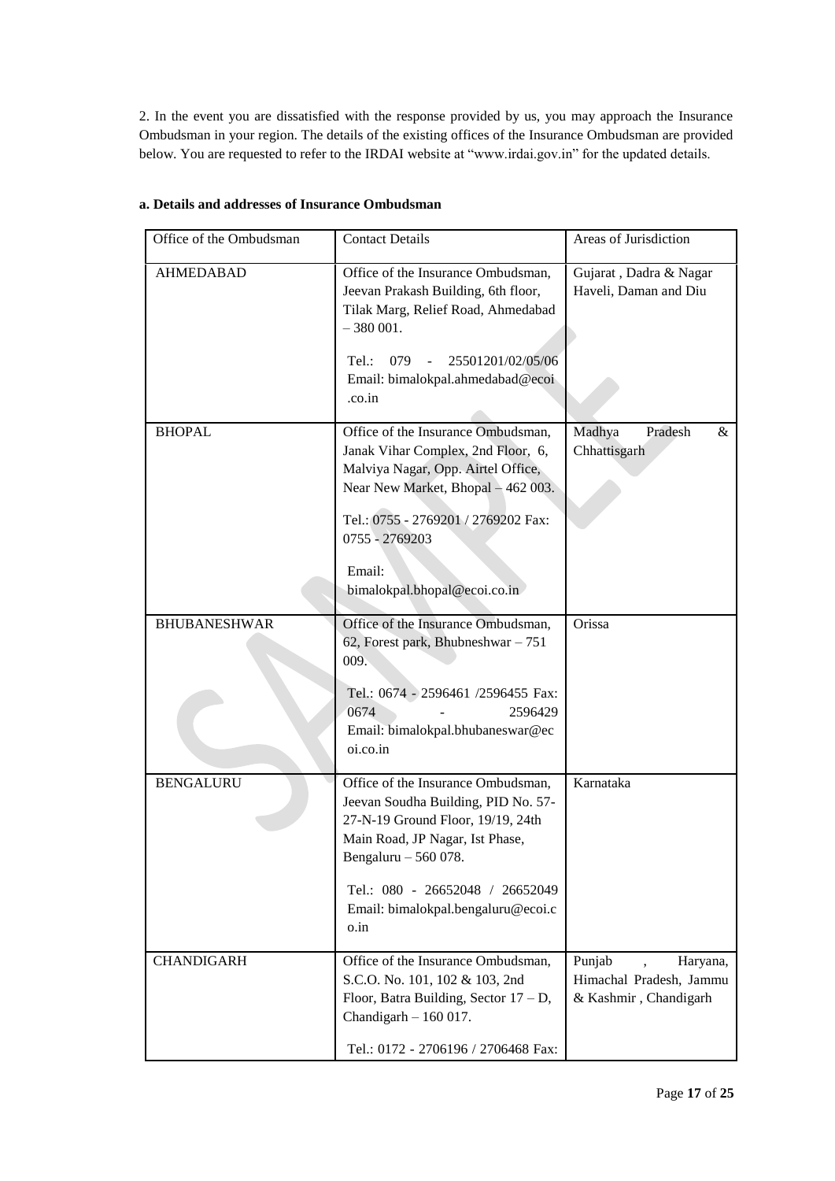2. In the event you are dissatisfied with the response provided by us, you may approach the Insurance Ombudsman in your region. The details of the existing offices of the Insurance Ombudsman are provided below. You are requested to refer to the IRDAI website at "www.irdai.gov.in" for the updated details.

**a. Details and addresses of Insurance Ombudsman**

| Office of the Ombudsman | Contact Details | Areas of Jurisdiction |
|---|---|---|
| AHMEDABAD | Office of the Insurance Ombudsman, Jeevan Prakash Building, 6th floor, Tilak Marg, Relief Road, Ahmedabad – 380 001. Tel.: 079 - 25501201/02/05/06 Email: bimalokpal.ahmedabad@ecoi.co.in | Gujarat , Dadra & Nagar Haveli, Daman and Diu |
| BHOPAL | Office of the Insurance Ombudsman, Janak Vihar Complex, 2nd Floor, 6, Malviya Nagar, Opp. Airtel Office, Near New Market, Bhopal – 462 003. Tel.: 0755 - 2769201 / 2769202 Fax: 0755 - 2769203 Email: bimalokpal.bhopal@ecoi.co.in | Madhya Pradesh & Chhattisgarh |
| BHUBANESHWAR | Office of the Insurance Ombudsman, 62, Forest park, Bhubneshwar – 751 009. Tel.: 0674 - 2596461 /2596455 Fax: 0674 - 2596429 Email: bimalokpal.bhubaneswar@ecoi.co.in | Orissa |
| BENGALURU | Office of the Insurance Ombudsman, Jeevan Soudha Building, PID No. 57-27-N-19 Ground Floor, 19/19, 24th Main Road, JP Nagar, Ist Phase, Bengaluru – 560 078. Tel.: 080 - 26652048 / 26652049 Email: bimalokpal.bengaluru@ecoi.co.in | Karnataka |
| CHANDIGARH | Office of the Insurance Ombudsman, S.C.O. No. 101, 102 & 103, 2nd Floor, Batra Building, Sector 17 – D, Chandigarh – 160 017. Tel.: 0172 - 2706196 / 2706468 Fax: | Punjab , Haryana, Himachal Pradesh, Jammu & Kashmir , Chandigarh |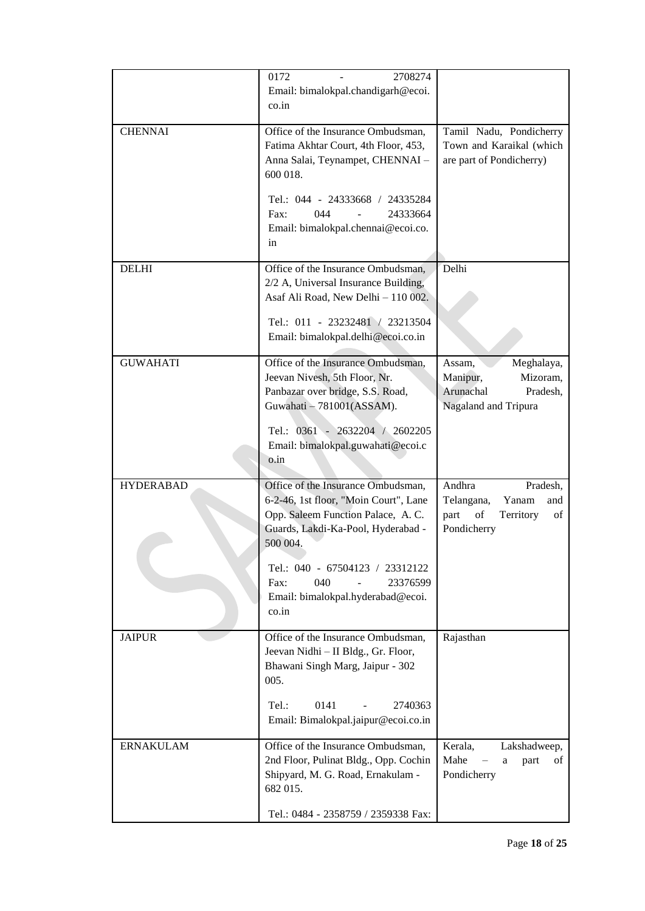|  |  |  |
|---|---|---|
|  | 0172 - 2708274<br>Email: bimalokpal.chandigarh@ecoi.co.in |  |
| CHENNAI | Office of the Insurance Ombudsman, Fatima Akhtar Court, 4th Floor, 453, Anna Salai, Teynampet, CHENNAI – 600 018.<br><br>Tel.: 044 - 24333668 / 24335284<br>Fax: 044 - 24333664<br>Email: bimalokpal.chennai@ecoi.co.in | Tamil Nadu, Pondicherry Town and Karaikal (which are part of Pondicherry) |
| DELHI | Office of the Insurance Ombudsman, 2/2 A, Universal Insurance Building, Asaf Ali Road, New Delhi – 110 002.<br><br>Tel.: 011 - 23232481 / 23213504<br>Email: bimalokpal.delhi@ecoi.co.in | Delhi |
| GUWAHATI | Office of the Insurance Ombudsman, Jeevan Nivesh, 5th Floor, Nr. Panbazar over bridge, S.S. Road, Guwahati – 781001(ASSAM).<br><br>Tel.: 0361 - 2632204 / 2602205<br>Email: bimalokpal.guwahati@ecoi.co.in | Assam, Meghalaya, Manipur, Mizoram, Arunachal Pradesh, Nagaland and Tripura |
| HYDERABAD | Office of the Insurance Ombudsman, 6-2-46, 1st floor, "Moin Court", Lane Opp. Saleem Function Palace, A. C. Guards, Lakdi-Ka-Pool, Hyderabad - 500 004.<br><br>Tel.: 040 - 67504123 / 23312122<br>Fax: 040 - 23376599<br>Email: bimalokpal.hyderabad@ecoi.co.in | Andhra Pradesh, Telangana, Yanam and part of Territory of Pondicherry |
| JAIPUR | Office of the Insurance Ombudsman, Jeevan Nidhi – II Bldg., Gr. Floor, Bhawani Singh Marg, Jaipur - 302 005.<br><br>Tel.: 0141 - 2740363<br>Email: Bimalokpal.jaipur@ecoi.co.in | Rajasthan |
| ERNAKULAM | Office of the Insurance Ombudsman, 2nd Floor, Pulinat Bldg., Opp. Cochin Shipyard, M. G. Road, Ernakulam - 682 015.<br><br>Tel.: 0484 - 2358759 / 2359338 Fax: | Kerala, Lakshadweep, Mahe – a part of Pondicherry |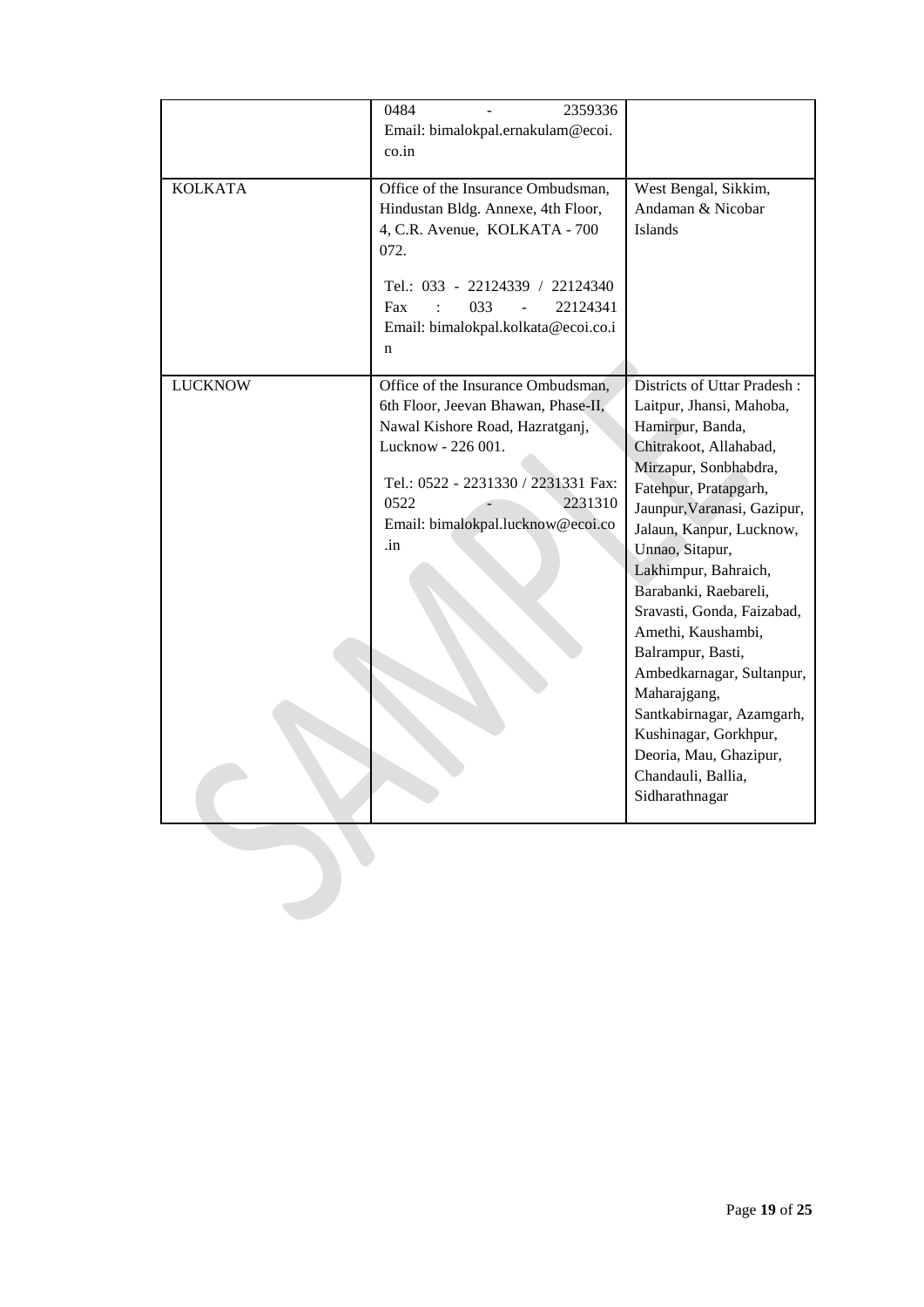| | | |
|---|---|---|
| | 0484 - 2359336<br>Email: bimalokpal.ernakulam@ecoi.co.in | |
| KOLKATA | Office of the Insurance Ombudsman, Hindustan Bldg. Annexe, 4th Floor, 4, C.R. Avenue, KOLKATA - 700 072.<br><br>Tel.: 033 - 22124339 / 22124340<br>Fax : 033 - 22124341<br>Email: bimalokpal.kolkata@ecoi.co.in | West Bengal, Sikkim, Andaman & Nicobar Islands |
| LUCKNOW | Office of the Insurance Ombudsman, 6th Floor, Jeevan Bhawan, Phase-II, Nawal Kishore Road, Hazratganj, Lucknow - 226 001.<br><br>Tel.: 0522 - 2231330 / 2231331 Fax: 0522 - 2231310<br>Email: bimalokpal.lucknow@ecoi.co.in | Districts of Uttar Pradesh : Laitpur, Jhansi, Mahoba, Hamirpur, Banda, Chitrakoot, Allahabad, Mirzapur, Sonbhabdra, Fatehpur, Pratapgarh, Jaunpur,Varanasi, Gazipur, Jalaun, Kanpur, Lucknow, Unnao, Sitapur, Lakhimpur, Bahraich, Barabanki, Raebareli, Sravasti, Gonda, Faizabad, Amethi, Kaushambi, Balrampur, Basti, Ambedkarnagar, Sultanpur, Maharajgang, Santkabirnagar, Azamgarh, Kushinagar, Gorkhpur, Deoria, Mau, Ghazipur, Chandauli, Ballia, Sidharathnagar |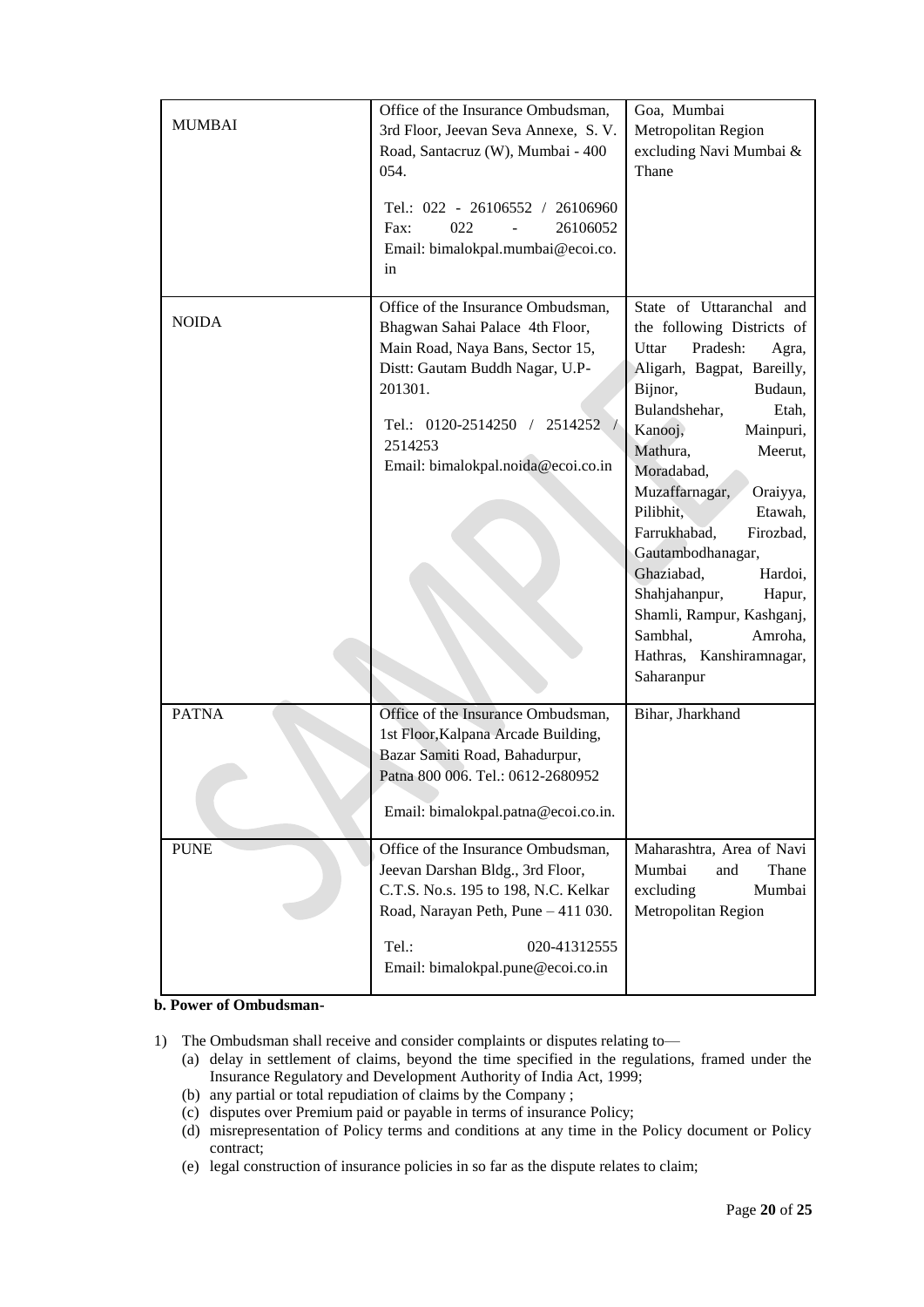| MUMBAI | Office of the Insurance Ombudsman, 3rd Floor, Jeevan Seva Annexe, S. V. Road, Santacruz (W), Mumbai - 400 054. Tel.: 022 - 26106552 / 26106960 Fax: 022 - 26106052 Email: bimalokpal.mumbai@ecoi.co.in | Goa, Mumbai Metropolitan Region excluding Navi Mumbai & Thane |
|---|---|---|
| NOIDA | Office of the Insurance Ombudsman, Bhagwan Sahai Palace 4th Floor, Main Road, Naya Bans, Sector 15, Distt: Gautam Buddh Nagar, U.P-201301. Tel.: 0120-2514250 / 2514252 / 2514253 Email: bimalokpal.noida@ecoi.co.in | State of Uttaranchal and the following Districts of Uttar Pradesh: Agra, Aligarh, Bagpat, Bareilly, Bijnor, Budaun, Bulandshehar, Etah, Kanooj, Mainpuri, Mathura, Meerut, Moradabad, Muzaffarnagar, Oraiyya, Pilibhit, Etawah, Farrukhabad, Firozbad, Gautambodhanagar, Ghaziabad, Hardoi, Shahjahanpur, Hapur, Shamli, Rampur, Kashganj, Sambhal, Amroha, Hathras, Kanshiramnagar, Saharanpur |
| PATNA | Office of the Insurance Ombudsman, 1st Floor,Kalpana Arcade Building, Bazar Samiti Road, Bahadurpur, Patna 800 006. Tel.: 0612-2680952 Email: bimalokpal.patna@ecoi.co.in. | Bihar, Jharkhand |
| PUNE | Office of the Insurance Ombudsman, Jeevan Darshan Bldg., 3rd Floor, C.T.S. No.s. 195 to 198, N.C. Kelkar Road, Narayan Peth, Pune – 411 030. Tel.: 020-41312555 Email: bimalokpal.pune@ecoi.co.in | Maharashtra, Area of Navi Mumbai and Thane excluding Mumbai Metropolitan Region |

**b. Power of Ombudsman-**

1) The Ombudsman shall receive and consider complaints or disputes relating to—
   (a) delay in settlement of claims, beyond the time specified in the regulations, framed under the Insurance Regulatory and Development Authority of India Act, 1999;
   (b) any partial or total repudiation of claims by the Company ;
   (c) disputes over Premium paid or payable in terms of insurance Policy;
   (d) misrepresentation of Policy terms and conditions at any time in the Policy document or Policy contract;
   (e) legal construction of insurance policies in so far as the dispute relates to claim;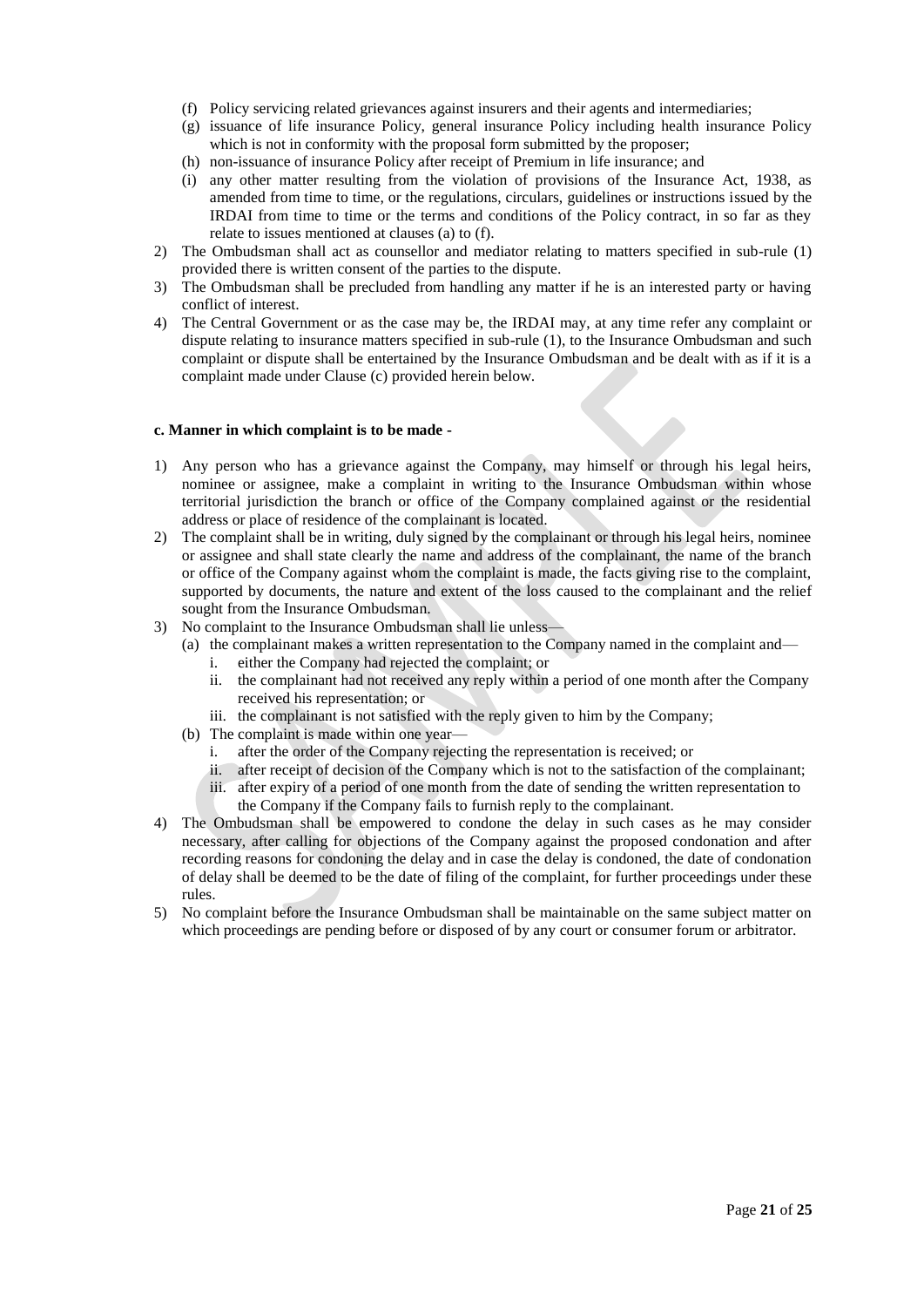(f) Policy servicing related grievances against insurers and their agents and intermediaries;
(g) issuance of life insurance Policy, general insurance Policy including health insurance Policy which is not in conformity with the proposal form submitted by the proposer;
(h) non-issuance of insurance Policy after receipt of Premium in life insurance; and
(i) any other matter resulting from the violation of provisions of the Insurance Act, 1938, as amended from time to time, or the regulations, circulars, guidelines or instructions issued by the IRDAI from time to time or the terms and conditions of the Policy contract, in so far as they relate to issues mentioned at clauses (a) to (f).

2) The Ombudsman shall act as counsellor and mediator relating to matters specified in sub-rule (1) provided there is written consent of the parties to the dispute.
3) The Ombudsman shall be precluded from handling any matter if he is an interested party or having conflict of interest.
4) The Central Government or as the case may be, the IRDAI may, at any time refer any complaint or dispute relating to insurance matters specified in sub-rule (1), to the Insurance Ombudsman and such complaint or dispute shall be entertained by the Insurance Ombudsman and be dealt with as if it is a complaint made under Clause (c) provided herein below.

**c. Manner in which complaint is to be made -**

1) Any person who has a grievance against the Company, may himself or through his legal heirs, nominee or assignee, make a complaint in writing to the Insurance Ombudsman within whose territorial jurisdiction the branch or office of the Company complained against or the residential address or place of residence of the complainant is located.
2) The complaint shall be in writing, duly signed by the complainant or through his legal heirs, nominee or assignee and shall state clearly the name and address of the complainant, the name of the branch or office of the Company against whom the complaint is made, the facts giving rise to the complaint, supported by documents, the nature and extent of the loss caused to the complainant and the relief sought from the Insurance Ombudsman.
3) No complaint to the Insurance Ombudsman shall lie unless—
   (a) the complainant makes a written representation to the Company named in the complaint and—
      i. either the Company had rejected the complaint; or
      ii. the complainant had not received any reply within a period of one month after the Company received his representation; or
      iii. the complainant is not satisfied with the reply given to him by the Company;
   (b) The complaint is made within one year—
      i. after the order of the Company rejecting the representation is received; or
      ii. after receipt of decision of the Company which is not to the satisfaction of the complainant;
      iii. after expiry of a period of one month from the date of sending the written representation to the Company if the Company fails to furnish reply to the complainant.
4) The Ombudsman shall be empowered to condone the delay in such cases as he may consider necessary, after calling for objections of the Company against the proposed condonation and after recording reasons for condoning the delay and in case the delay is condoned, the date of condonation of delay shall be deemed to be the date of filing of the complaint, for further proceedings under these rules.
5) No complaint before the Insurance Ombudsman shall be maintainable on the same subject matter on which proceedings are pending before or disposed of by any court or consumer forum or arbitrator.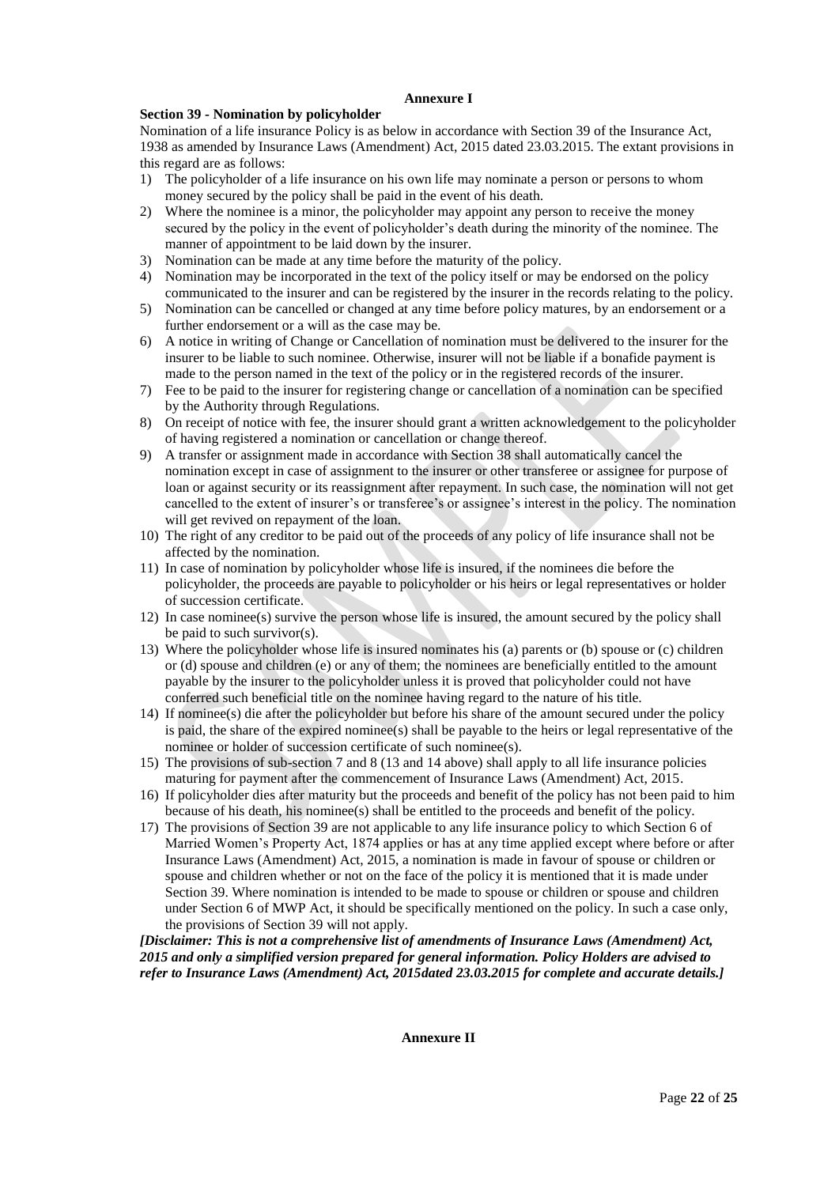## Annexure I

### Section 39 - Nomination by policyholder

Nomination of a life insurance Policy is as below in accordance with Section 39 of the Insurance Act, 1938 as amended by Insurance Laws (Amendment) Act, 2015 dated 23.03.2015. The extant provisions in this regard are as follows:

1) The policyholder of a life insurance on his own life may nominate a person or persons to whom money secured by the policy shall be paid in the event of his death.
2) Where the nominee is a minor, the policyholder may appoint any person to receive the money secured by the policy in the event of policyholder's death during the minority of the nominee. The manner of appointment to be laid down by the insurer.
3) Nomination can be made at any time before the maturity of the policy.
4) Nomination may be incorporated in the text of the policy itself or may be endorsed on the policy communicated to the insurer and can be registered by the insurer in the records relating to the policy.
5) Nomination can be cancelled or changed at any time before policy matures, by an endorsement or a further endorsement or a will as the case may be.
6) A notice in writing of Change or Cancellation of nomination must be delivered to the insurer for the insurer to be liable to such nominee. Otherwise, insurer will not be liable if a bonafide payment is made to the person named in the text of the policy or in the registered records of the insurer.
7) Fee to be paid to the insurer for registering change or cancellation of a nomination can be specified by the Authority through Regulations.
8) On receipt of notice with fee, the insurer should grant a written acknowledgement to the policyholder of having registered a nomination or cancellation or change thereof.
9) A transfer or assignment made in accordance with Section 38 shall automatically cancel the nomination except in case of assignment to the insurer or other transferee or assignee for purpose of loan or against security or its reassignment after repayment. In such case, the nomination will not get cancelled to the extent of insurer's or transferee's or assignee's interest in the policy. The nomination will get revived on repayment of the loan.
10) The right of any creditor to be paid out of the proceeds of any policy of life insurance shall not be affected by the nomination.
11) In case of nomination by policyholder whose life is insured, if the nominees die before the policyholder, the proceeds are payable to policyholder or his heirs or legal representatives or holder of succession certificate.
12) In case nominee(s) survive the person whose life is insured, the amount secured by the policy shall be paid to such survivor(s).
13) Where the policyholder whose life is insured nominates his (a) parents or (b) spouse or (c) children or (d) spouse and children (e) or any of them; the nominees are beneficially entitled to the amount payable by the insurer to the policyholder unless it is proved that policyholder could not have conferred such beneficial title on the nominee having regard to the nature of his title.
14) If nominee(s) die after the policyholder but before his share of the amount secured under the policy is paid, the share of the expired nominee(s) shall be payable to the heirs or legal representative of the nominee or holder of succession certificate of such nominee(s).
15) The provisions of sub-section 7 and 8 (13 and 14 above) shall apply to all life insurance policies maturing for payment after the commencement of Insurance Laws (Amendment) Act, 2015.
16) If policyholder dies after maturity but the proceeds and benefit of the policy has not been paid to him because of his death, his nominee(s) shall be entitled to the proceeds and benefit of the policy.
17) The provisions of Section 39 are not applicable to any life insurance policy to which Section 6 of Married Women's Property Act, 1874 applies or has at any time applied except where before or after Insurance Laws (Amendment) Act, 2015, a nomination is made in favour of spouse or children or spouse and children whether or not on the face of the policy it is mentioned that it is made under Section 39. Where nomination is intended to be made to spouse or children or spouse and children under Section 6 of MWP Act, it should be specifically mentioned on the policy. In such a case only, the provisions of Section 39 will not apply.

***[Disclaimer: This is not a comprehensive list of amendments of Insurance Laws (Amendment) Act, 2015 and only a simplified version prepared for general information. Policy Holders are advised to refer to Insurance Laws (Amendment) Act, 2015dated 23.03.2015 for complete and accurate details.]***

## Annexure II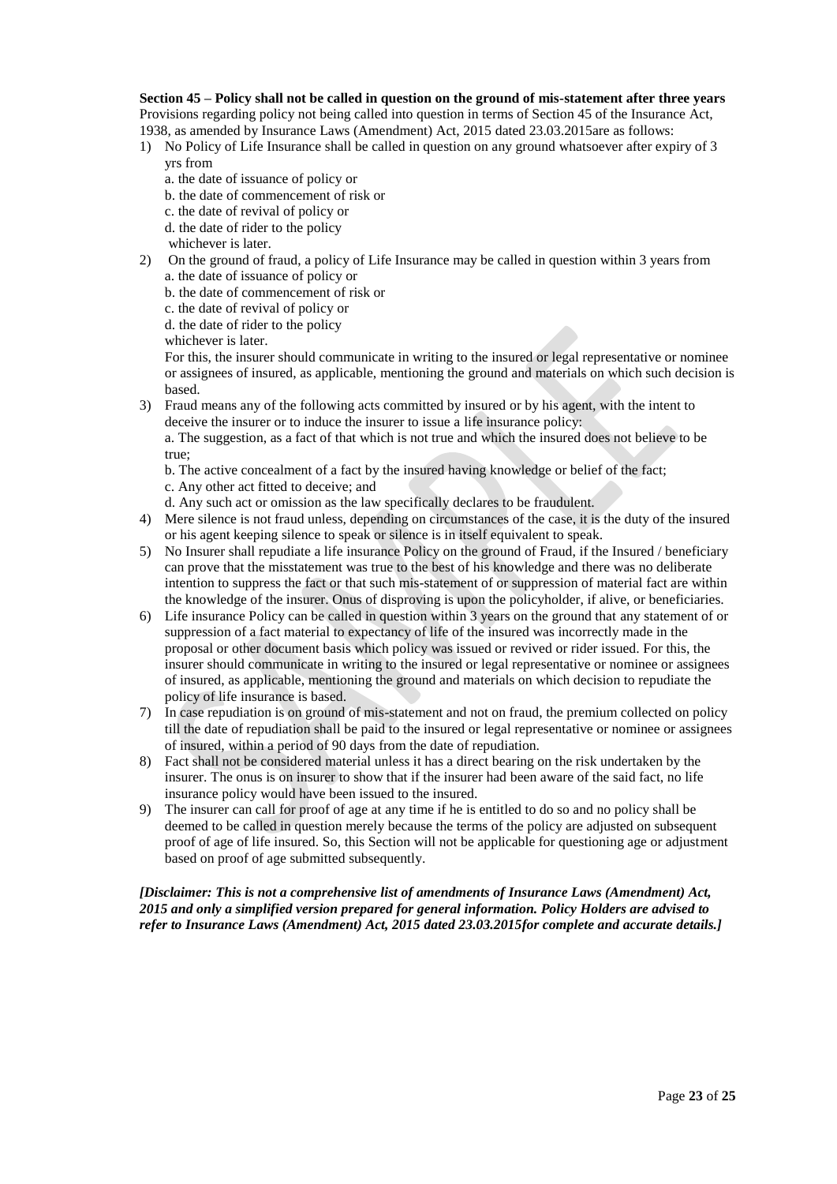**Section 45 – Policy shall not be called in question on the ground of mis-statement after three years**

Provisions regarding policy not being called into question in terms of Section 45 of the Insurance Act, 1938, as amended by Insurance Laws (Amendment) Act, 2015 dated 23.03.2015are as follows:

1) No Policy of Life Insurance shall be called in question on any ground whatsoever after expiry of 3 yrs from
   a. the date of issuance of policy or
   b. the date of commencement of risk or
   c. the date of revival of policy or
   d. the date of rider to the policy
   whichever is later.
2) On the ground of fraud, a policy of Life Insurance may be called in question within 3 years from
   a. the date of issuance of policy or
   b. the date of commencement of risk or
   c. the date of revival of policy or
   d. the date of rider to the policy
   whichever is later.
   For this, the insurer should communicate in writing to the insured or legal representative or nominee or assignees of insured, as applicable, mentioning the ground and materials on which such decision is based.
3) Fraud means any of the following acts committed by insured or by his agent, with the intent to deceive the insurer or to induce the insurer to issue a life insurance policy:
   a. The suggestion, as a fact of that which is not true and which the insured does not believe to be true;
   b. The active concealment of a fact by the insured having knowledge or belief of the fact;
   c. Any other act fitted to deceive; and
   d. Any such act or omission as the law specifically declares to be fraudulent.
4) Mere silence is not fraud unless, depending on circumstances of the case, it is the duty of the insured or his agent keeping silence to speak or silence is in itself equivalent to speak.
5) No Insurer shall repudiate a life insurance Policy on the ground of Fraud, if the Insured / beneficiary can prove that the misstatement was true to the best of his knowledge and there was no deliberate intention to suppress the fact or that such mis-statement of or suppression of material fact are within the knowledge of the insurer. Onus of disproving is upon the policyholder, if alive, or beneficiaries.
6) Life insurance Policy can be called in question within 3 years on the ground that any statement of or suppression of a fact material to expectancy of life of the insured was incorrectly made in the proposal or other document basis which policy was issued or revived or rider issued. For this, the insurer should communicate in writing to the insured or legal representative or nominee or assignees of insured, as applicable, mentioning the ground and materials on which decision to repudiate the policy of life insurance is based.
7) In case repudiation is on ground of mis-statement and not on fraud, the premium collected on policy till the date of repudiation shall be paid to the insured or legal representative or nominee or assignees of insured, within a period of 90 days from the date of repudiation.
8) Fact shall not be considered material unless it has a direct bearing on the risk undertaken by the insurer. The onus is on insurer to show that if the insurer had been aware of the said fact, no life insurance policy would have been issued to the insured.
9) The insurer can call for proof of age at any time if he is entitled to do so and no policy shall be deemed to be called in question merely because the terms of the policy are adjusted on subsequent proof of age of life insured. So, this Section will not be applicable for questioning age or adjustment based on proof of age submitted subsequently.

***[Disclaimer: This is not a comprehensive list of amendments of Insurance Laws (Amendment) Act, 2015 and only a simplified version prepared for general information. Policy Holders are advised to refer to Insurance Laws (Amendment) Act, 2015 dated 23.03.2015for complete and accurate details.]***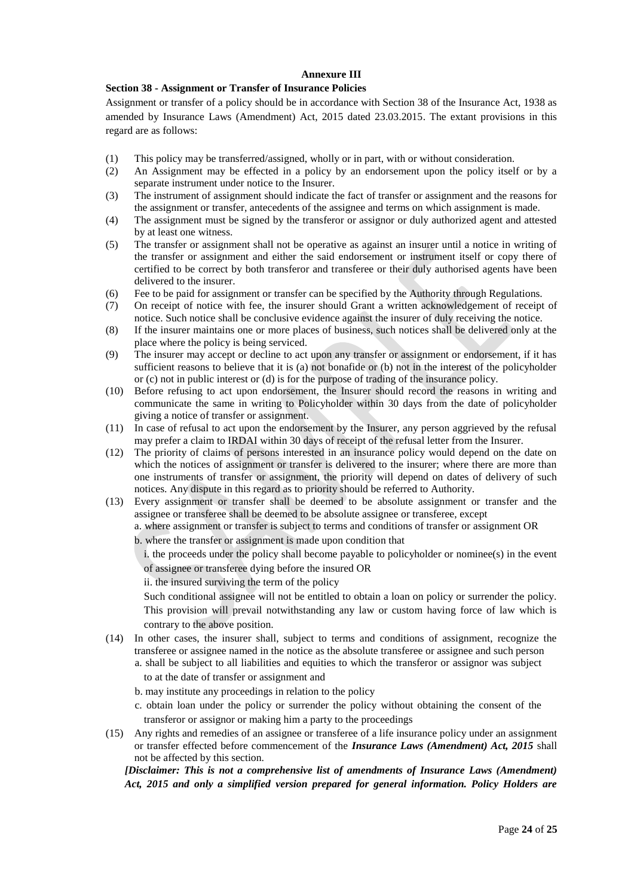**Annexure III**

**Section 38 - Assignment or Transfer of Insurance Policies**

Assignment or transfer of a policy should be in accordance with Section 38 of the Insurance Act, 1938 as amended by Insurance Laws (Amendment) Act, 2015 dated 23.03.2015. The extant provisions in this regard are as follows:

(1) This policy may be transferred/assigned, wholly or in part, with or without consideration.

(2) An Assignment may be effected in a policy by an endorsement upon the policy itself or by a separate instrument under notice to the Insurer.

(3) The instrument of assignment should indicate the fact of transfer or assignment and the reasons for the assignment or transfer, antecedents of the assignee and terms on which assignment is made.

(4) The assignment must be signed by the transferor or assignor or duly authorized agent and attested by at least one witness.

(5) The transfer or assignment shall not be operative as against an insurer until a notice in writing of the transfer or assignment and either the said endorsement or instrument itself or copy there of certified to be correct by both transferor and transferee or their duly authorised agents have been delivered to the insurer.

(6) Fee to be paid for assignment or transfer can be specified by the Authority through Regulations.

(7) On receipt of notice with fee, the insurer should Grant a written acknowledgement of receipt of notice. Such notice shall be conclusive evidence against the insurer of duly receiving the notice.

(8) If the insurer maintains one or more places of business, such notices shall be delivered only at the place where the policy is being serviced.

(9) The insurer may accept or decline to act upon any transfer or assignment or endorsement, if it has sufficient reasons to believe that it is (a) not bonafide or (b) not in the interest of the policyholder or (c) not in public interest or (d) is for the purpose of trading of the insurance policy.

(10) Before refusing to act upon endorsement, the Insurer should record the reasons in writing and communicate the same in writing to Policyholder within 30 days from the date of policyholder giving a notice of transfer or assignment.

(11) In case of refusal to act upon the endorsement by the Insurer, any person aggrieved by the refusal may prefer a claim to IRDAI within 30 days of receipt of the refusal letter from the Insurer.

(12) The priority of claims of persons interested in an insurance policy would depend on the date on which the notices of assignment or transfer is delivered to the insurer; where there are more than one instruments of transfer or assignment, the priority will depend on dates of delivery of such notices. Any dispute in this regard as to priority should be referred to Authority.

(13) Every assignment or transfer shall be deemed to be absolute assignment or transfer and the assignee or transferee shall be deemed to be absolute assignee or transferee, except

a. where assignment or transfer is subject to terms and conditions of transfer or assignment OR

b. where the transfer or assignment is made upon condition that

i. the proceeds under the policy shall become payable to policyholder or nominee(s) in the event of assignee or transferee dying before the insured OR

ii. the insured surviving the term of the policy

Such conditional assignee will not be entitled to obtain a loan on policy or surrender the policy. This provision will prevail notwithstanding any law or custom having force of law which is contrary to the above position.

(14) In other cases, the insurer shall, subject to terms and conditions of assignment, recognize the transferee or assignee named in the notice as the absolute transferee or assignee and such person

a. shall be subject to all liabilities and equities to which the transferor or assignor was subject to at the date of transfer or assignment and

b. may institute any proceedings in relation to the policy

c. obtain loan under the policy or surrender the policy without obtaining the consent of the transferor or assignor or making him a party to the proceedings

(15) Any rights and remedies of an assignee or transferee of a life insurance policy under an assignment or transfer effected before commencement of the ***Insurance Laws (Amendment) Act, 2015*** shall not be affected by this section.

***[Disclaimer: This is not a comprehensive list of amendments of Insurance Laws (Amendment) Act, 2015 and only a simplified version prepared for general information. Policy Holders are***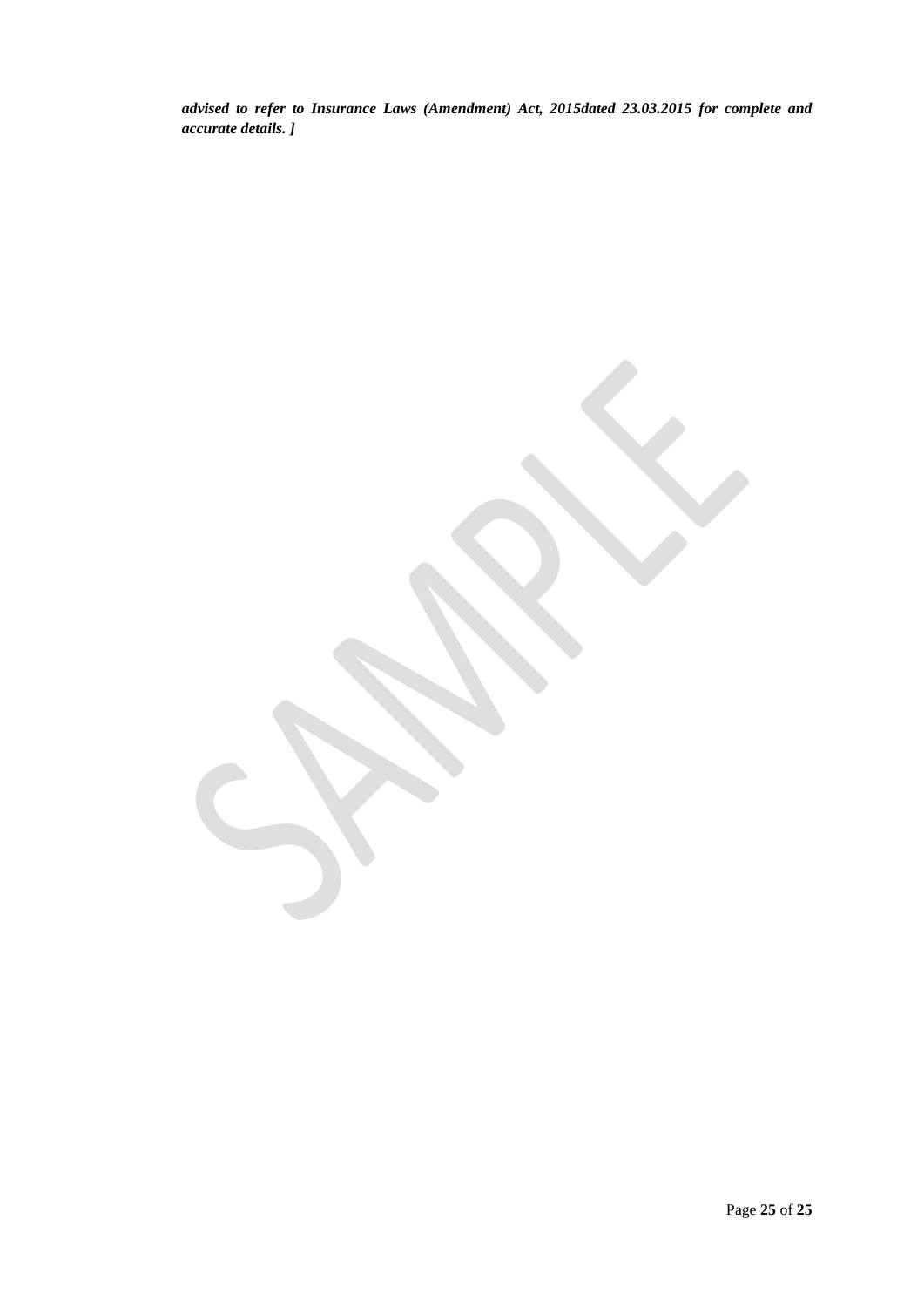***advised to refer to Insurance Laws (Amendment) Act, 2015dated 23.03.2015 for complete and accurate details. ]***